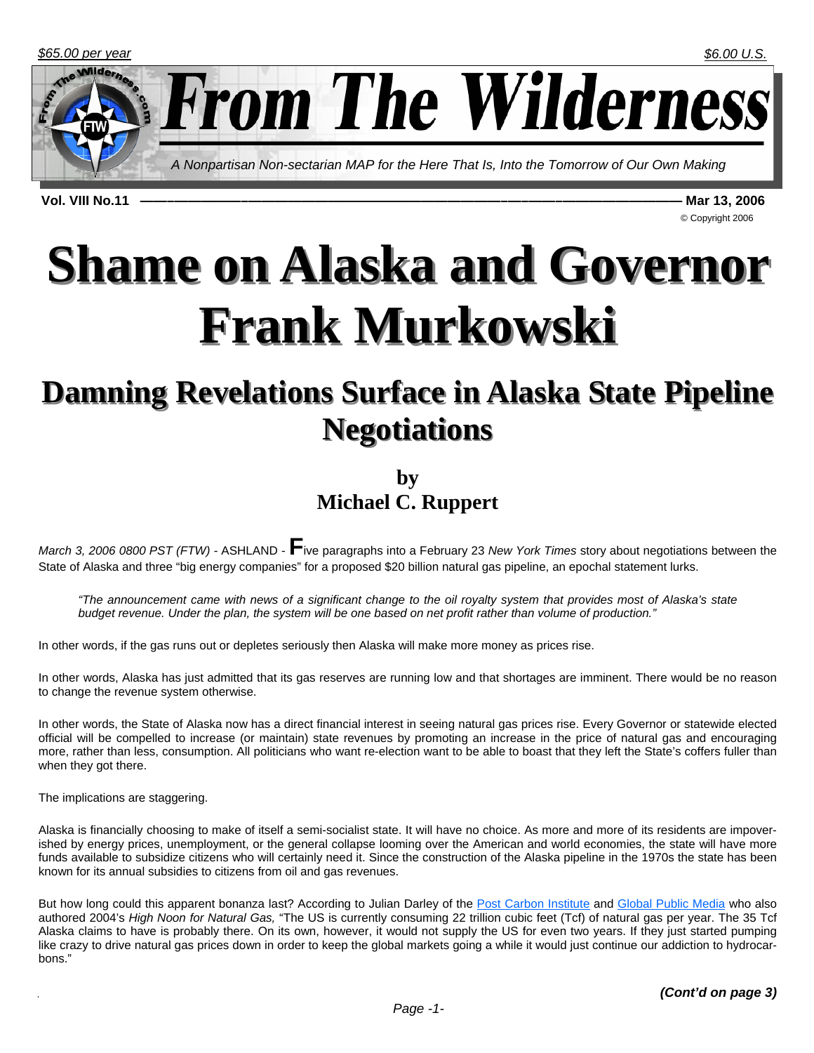*$65.00 per year* *$6.00 U.S.*

# From The Wilderness

*A Nonpartisan Non-sectarian MAP for the Here That Is, Into the Tomorrow of Our Own Making*

**Vol. VIII No.11** — **Mar 13, 2006**

© Copyright 2006

# Shame on Alaska and Governor Frank Murkowski

## Damning Revelations Surface in Alaska State Pipeline Negotiations

**by**
**Michael C. Ruppert**

*March 3, 2006 0800 PST (FTW)* - ASHLAND - **F**ive paragraphs into a February 23 *New York Times* story about negotiations between the State of Alaska and three "big energy companies" for a proposed $20 billion natural gas pipeline, an epochal statement lurks.

> *"The announcement came with news of a significant change to the oil royalty system that provides most of Alaska's state budget revenue. Under the plan, the system will be one based on net profit rather than volume of production."*

In other words, if the gas runs out or depletes seriously then Alaska will make more money as prices rise.

In other words, Alaska has just admitted that its gas reserves are running low and that shortages are imminent. There would be no reason to change the revenue system otherwise.

In other words, the State of Alaska now has a direct financial interest in seeing natural gas prices rise. Every Governor or statewide elected official will be compelled to increase (or maintain) state revenues by promoting an increase in the price of natural gas and encouraging more, rather than less, consumption. All politicians who want re-election want to be able to boast that they left the State's coffers fuller than when they got there.

The implications are staggering.

Alaska is financially choosing to make of itself a semi-socialist state. It will have no choice. As more and more of its residents are impoverished by energy prices, unemployment, or the general collapse looming over the American and world economies, the state will have more funds available to subsidize citizens who will certainly need it. Since the construction of the Alaska pipeline in the 1970s the state has been known for its annual subsidies to citizens from oil and gas revenues.

But how long could this apparent bonanza last? According to Julian Darley of the Post Carbon Institute and Global Public Media who also authored 2004's *High Noon for Natural Gas,* "The US is currently consuming 22 trillion cubic feet (Tcf) of natural gas per year. The 35 Tcf Alaska claims to have is probably there. On its own, however, it would not supply the US for even two years. If they just started pumping like crazy to drive natural gas prices down in order to keep the global markets going a while it would just continue our addiction to hydrocarbons."

***(Cont'd on page 3)***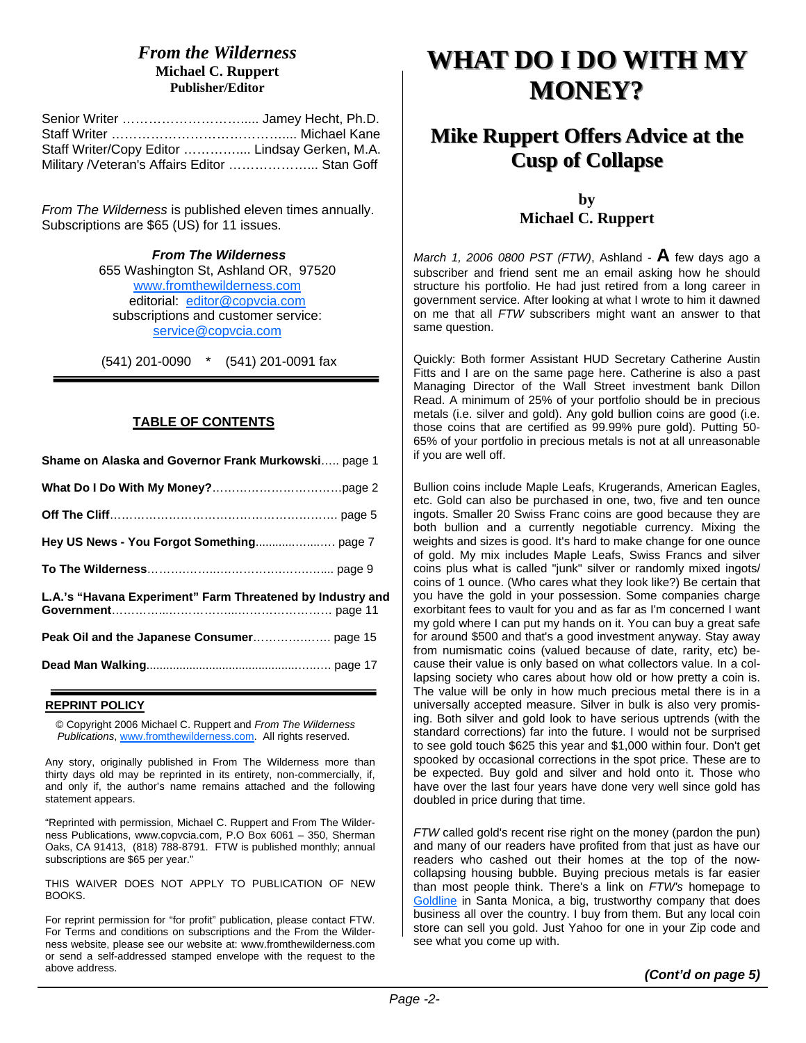## *From the Wilderness*

**Michael C. Ruppert**
**Publisher/Editor**

Senior Writer ........................... Jamey Hecht, Ph.D.
Staff Writer .................................. Michael Kane
Staff Writer/Copy Editor ............... Lindsay Gerken, M.A.
Military /Veteran's Affairs Editor .................. Stan Goff

*From The Wilderness* is published eleven times annually. Subscriptions are $65 (US) for 11 issues.

***From The Wilderness***
655 Washington St, Ashland OR, 97520
www.fromthewilderness.com
editorial: editor@copvcia.com
subscriptions and customer service:
service@copvcia.com

(541) 201-0090 * (541) 201-0091 fax

---

### TABLE OF CONTENTS

**Shame on Alaska and Governor Frank Murkowski**..... page 1

**What Do I Do With My Money?**............................page 2

**Off The Cliff**................................................... page 5

**Hey US News - You Forgot Something**.................. page 7

**To The Wilderness**............................................ page 9

**L.A.'s "Havana Experiment" Farm Threatened by Industry and Government**............................................ page 11

**Peak Oil and the Japanese Consumer**................. page 15

**Dead Man Walking**............................................ page 17

---

**REPRINT POLICY**

© Copyright 2006 Michael C. Ruppert and *From The Wilderness Publications*, www.fromthewilderness.com. All rights reserved.

Any story, originally published in From The Wilderness more than thirty days old may be reprinted in its entirety, non-commercially, if, and only if, the author's name remains attached and the following statement appears.

"Reprinted with permission, Michael C. Ruppert and From The Wilderness Publications, www.copvcia.com, P.O Box 6061 – 350, Sherman Oaks, CA 91413, (818) 788-8791. FTW is published monthly; annual subscriptions are $65 per year."

THIS WAIVER DOES NOT APPLY TO PUBLICATION OF NEW BOOKS.

For reprint permission for "for profit" publication, please contact FTW. For Terms and conditions on subscriptions and the From the Wilderness website, please see our website at: www.fromthewilderness.com or send a self-addressed stamped envelope with the request to the above address.

# WHAT DO I DO WITH MY MONEY?

## Mike Ruppert Offers Advice at the Cusp of Collapse

**by**
**Michael C. Ruppert**

*March 1, 2006 0800 PST (FTW)*, Ashland - **A** few days ago a subscriber and friend sent me an email asking how he should structure his portfolio. He had just retired from a long career in government service. After looking at what I wrote to him it dawned on me that all *FTW* subscribers might want an answer to that same question.

Quickly: Both former Assistant HUD Secretary Catherine Austin Fitts and I are on the same page here. Catherine is also a past Managing Director of the Wall Street investment bank Dillon Read. A minimum of 25% of your portfolio should be in precious metals (i.e. silver and gold). Any gold bullion coins are good (i.e. those coins that are certified as 99.99% pure gold). Putting 50-65% of your portfolio in precious metals is not at all unreasonable if you are well off.

Bullion coins include Maple Leafs, Krugerands, American Eagles, etc. Gold can also be purchased in one, two, five and ten ounce ingots. Smaller 20 Swiss Franc coins are good because they are both bullion and a currently negotiable currency. Mixing the weights and sizes is good. It's hard to make change for one ounce of gold. My mix includes Maple Leafs, Swiss Francs and silver coins plus what is called "junk" silver or randomly mixed ingots/ coins of 1 ounce. (Who cares what they look like?) Be certain that you have the gold in your possession. Some companies charge exorbitant fees to vault for you and as far as I'm concerned I want my gold where I can put my hands on it. You can buy a great safe for around $500 and that's a good investment anyway. Stay away from numismatic coins (valued because of date, rarity, etc) because their value is only based on what collectors value. In a collapsing society who cares about how old or how pretty a coin is. The value will be only in how much precious metal there is in a universally accepted measure. Silver in bulk is also very promising. Both silver and gold look to have serious uptrends (with the standard corrections) far into the future. I would not be surprised to see gold touch $625 this year and $1,000 within four. Don't get spooked by occasional corrections in the spot price. These are to be expected. Buy gold and silver and hold onto it. Those who have over the last four years have done very well since gold has doubled in price during that time.

*FTW* called gold's recent rise right on the money (pardon the pun) and many of our readers have profited from that just as have our readers who cashed out their homes at the top of the now-collapsing housing bubble. Buying precious metals is far easier than most people think. There's a link on *FTW's* homepage to Goldline in Santa Monica, a big, trustworthy company that does business all over the country. I buy from them. But any local coin store can sell you gold. Just Yahoo for one in your Zip code and see what you come up with.

***(Cont'd on page 5)***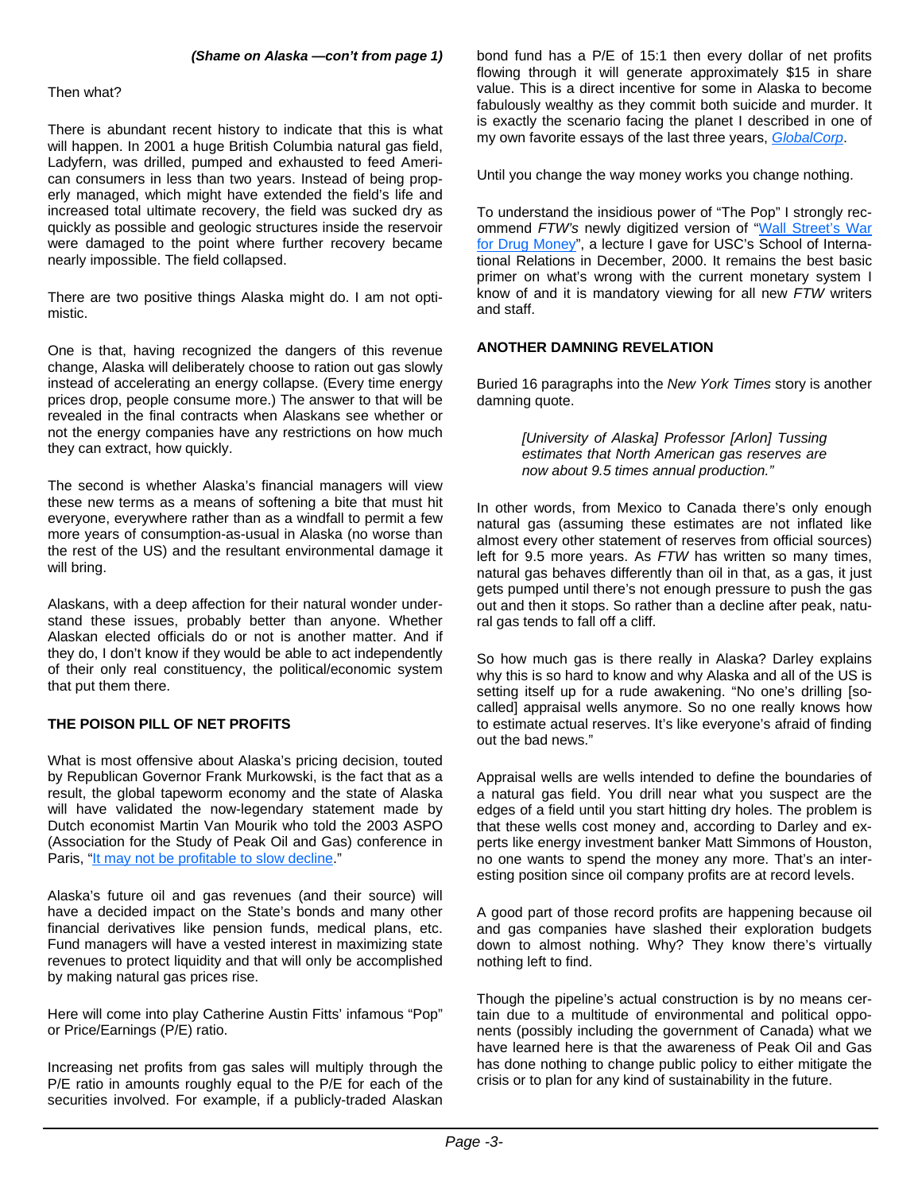*(Shame on Alaska —con't from page 1)*

Then what?

There is abundant recent history to indicate that this is what will happen. In 2001 a huge British Columbia natural gas field, Ladyfern, was drilled, pumped and exhausted to feed American consumers in less than two years. Instead of being properly managed, which might have extended the field's life and increased total ultimate recovery, the field was sucked dry as quickly as possible and geologic structures inside the reservoir were damaged to the point where further recovery became nearly impossible. The field collapsed.

There are two positive things Alaska might do. I am not optimistic.

One is that, having recognized the dangers of this revenue change, Alaska will deliberately choose to ration out gas slowly instead of accelerating an energy collapse. (Every time energy prices drop, people consume more.) The answer to that will be revealed in the final contracts when Alaskans see whether or not the energy companies have any restrictions on how much they can extract, how quickly.

The second is whether Alaska's financial managers will view these new terms as a means of softening a bite that must hit everyone, everywhere rather than as a windfall to permit a few more years of consumption-as-usual in Alaska (no worse than the rest of the US) and the resultant environmental damage it will bring.

Alaskans, with a deep affection for their natural wonder understand these issues, probably better than anyone. Whether Alaskan elected officials do or not is another matter. And if they do, I don't know if they would be able to act independently of their only real constituency, the political/economic system that put them there.

**THE POISON PILL OF NET PROFITS**

What is most offensive about Alaska's pricing decision, touted by Republican Governor Frank Murkowski, is the fact that as a result, the global tapeworm economy and the state of Alaska will have validated the now-legendary statement made by Dutch economist Martin Van Mourik who told the 2003 ASPO (Association for the Study of Peak Oil and Gas) conference in Paris, "It may not be profitable to slow decline."

Alaska's future oil and gas revenues (and their source) will have a decided impact on the State's bonds and many other financial derivatives like pension funds, medical plans, etc. Fund managers will have a vested interest in maximizing state revenues to protect liquidity and that will only be accomplished by making natural gas prices rise.

Here will come into play Catherine Austin Fitts' infamous "Pop" or Price/Earnings (P/E) ratio.

Increasing net profits from gas sales will multiply through the P/E ratio in amounts roughly equal to the P/E for each of the securities involved. For example, if a publicly-traded Alaskan bond fund has a P/E of 15:1 then every dollar of net profits flowing through it will generate approximately $15 in share value. This is a direct incentive for some in Alaska to become fabulously wealthy as they commit both suicide and murder. It is exactly the scenario facing the planet I described in one of my own favorite essays of the last three years, *GlobalCorp*.

Until you change the way money works you change nothing.

To understand the insidious power of "The Pop" I strongly recommend *FTW's* newly digitized version of "Wall Street's War for Drug Money", a lecture I gave for USC's School of International Relations in December, 2000. It remains the best basic primer on what's wrong with the current monetary system I know of and it is mandatory viewing for all new *FTW* writers and staff.

**ANOTHER DAMNING REVELATION**

Buried 16 paragraphs into the *New York Times* story is another damning quote.

> *[University of Alaska] Professor [Arlon] Tussing estimates that North American gas reserves are now about 9.5 times annual production."*

In other words, from Mexico to Canada there's only enough natural gas (assuming these estimates are not inflated like almost every other statement of reserves from official sources) left for 9.5 more years. As *FTW* has written so many times, natural gas behaves differently than oil in that, as a gas, it just gets pumped until there's not enough pressure to push the gas out and then it stops. So rather than a decline after peak, natural gas tends to fall off a cliff.

So how much gas is there really in Alaska? Darley explains why this is so hard to know and why Alaska and all of the US is setting itself up for a rude awakening. "No one's drilling [so-called] appraisal wells anymore. So no one really knows how to estimate actual reserves. It's like everyone's afraid of finding out the bad news."

Appraisal wells are wells intended to define the boundaries of a natural gas field. You drill near what you suspect are the edges of a field until you start hitting dry holes. The problem is that these wells cost money and, according to Darley and experts like energy investment banker Matt Simmons of Houston, no one wants to spend the money any more. That's an interesting position since oil company profits are at record levels.

A good part of those record profits are happening because oil and gas companies have slashed their exploration budgets down to almost nothing. Why? They know there's virtually nothing left to find.

Though the pipeline's actual construction is by no means certain due to a multitude of environmental and political opponents (possibly including the government of Canada) what we have learned here is that the awareness of Peak Oil and Gas has done nothing to change public policy to either mitigate the crisis or to plan for any kind of sustainability in the future.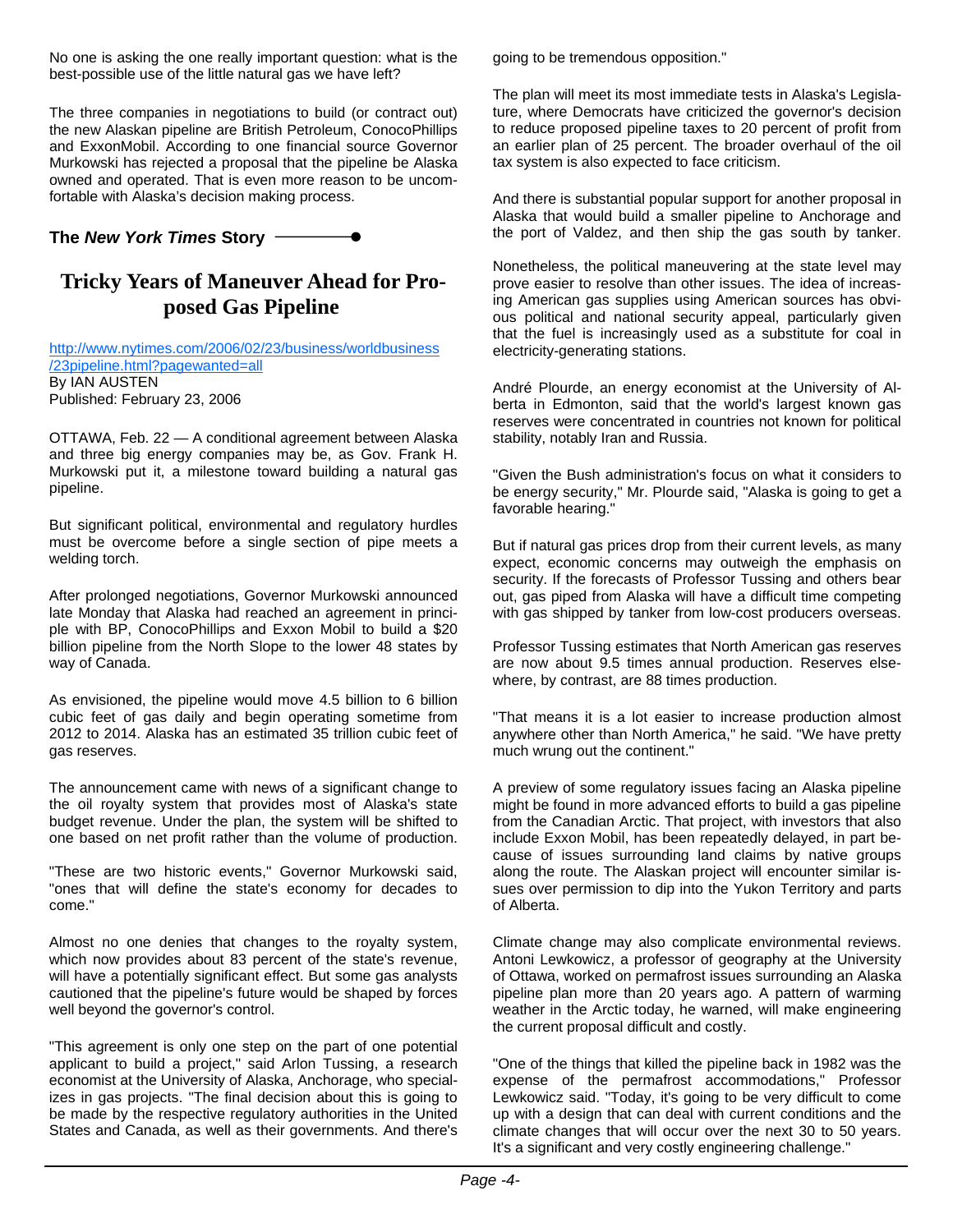No one is asking the one really important question: what is the best-possible use of the little natural gas we have left?

The three companies in negotiations to build (or contract out) the new Alaskan pipeline are British Petroleum, ConocoPhillips and ExxonMobil. According to one financial source Governor Murkowski has rejected a proposal that the pipeline be Alaska owned and operated. That is even more reason to be uncomfortable with Alaska's decision making process.

### The *New York Times* Story

## Tricky Years of Maneuver Ahead for Proposed Gas Pipeline

http://www.nytimes.com/2006/02/23/business/worldbusiness/23pipeline.html?pagewanted=all
By IAN AUSTEN
Published: February 23, 2006

OTTAWA, Feb. 22 — A conditional agreement between Alaska and three big energy companies may be, as Gov. Frank H. Murkowski put it, a milestone toward building a natural gas pipeline.

But significant political, environmental and regulatory hurdles must be overcome before a single section of pipe meets a welding torch.

After prolonged negotiations, Governor Murkowski announced late Monday that Alaska had reached an agreement in principle with BP, ConocoPhillips and Exxon Mobil to build a $20 billion pipeline from the North Slope to the lower 48 states by way of Canada.

As envisioned, the pipeline would move 4.5 billion to 6 billion cubic feet of gas daily and begin operating sometime from 2012 to 2014. Alaska has an estimated 35 trillion cubic feet of gas reserves.

The announcement came with news of a significant change to the oil royalty system that provides most of Alaska's state budget revenue. Under the plan, the system will be shifted to one based on net profit rather than the volume of production.

"These are two historic events," Governor Murkowski said, "ones that will define the state's economy for decades to come."

Almost no one denies that changes to the royalty system, which now provides about 83 percent of the state's revenue, will have a potentially significant effect. But some gas analysts cautioned that the pipeline's future would be shaped by forces well beyond the governor's control.

"This agreement is only one step on the part of one potential applicant to build a project," said Arlon Tussing, a research economist at the University of Alaska, Anchorage, who specializes in gas projects. "The final decision about this is going to be made by the respective regulatory authorities in the United States and Canada, as well as their governments. And there's going to be tremendous opposition."

The plan will meet its most immediate tests in Alaska's Legislature, where Democrats have criticized the governor's decision to reduce proposed pipeline taxes to 20 percent of profit from an earlier plan of 25 percent. The broader overhaul of the oil tax system is also expected to face criticism.

And there is substantial popular support for another proposal in Alaska that would build a smaller pipeline to Anchorage and the port of Valdez, and then ship the gas south by tanker.

Nonetheless, the political maneuvering at the state level may prove easier to resolve than other issues. The idea of increasing American gas supplies using American sources has obvious political and national security appeal, particularly given that the fuel is increasingly used as a substitute for coal in electricity-generating stations.

André Plourde, an energy economist at the University of Alberta in Edmonton, said that the world's largest known gas reserves were concentrated in countries not known for political stability, notably Iran and Russia.

"Given the Bush administration's focus on what it considers to be energy security," Mr. Plourde said, "Alaska is going to get a favorable hearing."

But if natural gas prices drop from their current levels, as many expect, economic concerns may outweigh the emphasis on security. If the forecasts of Professor Tussing and others bear out, gas piped from Alaska will have a difficult time competing with gas shipped by tanker from low-cost producers overseas.

Professor Tussing estimates that North American gas reserves are now about 9.5 times annual production. Reserves elsewhere, by contrast, are 88 times production.

"That means it is a lot easier to increase production almost anywhere other than North America," he said. "We have pretty much wrung out the continent."

A preview of some regulatory issues facing an Alaska pipeline might be found in more advanced efforts to build a gas pipeline from the Canadian Arctic. That project, with investors that also include Exxon Mobil, has been repeatedly delayed, in part because of issues surrounding land claims by native groups along the route. The Alaskan project will encounter similar issues over permission to dip into the Yukon Territory and parts of Alberta.

Climate change may also complicate environmental reviews. Antoni Lewkowicz, a professor of geography at the University of Ottawa, worked on permafrost issues surrounding an Alaska pipeline plan more than 20 years ago. A pattern of warming weather in the Arctic today, he warned, will make engineering the current proposal difficult and costly.

"One of the things that killed the pipeline back in 1982 was the expense of the permafrost accommodations," Professor Lewkowicz said. "Today, it's going to be very difficult to come up with a design that can deal with current conditions and the climate changes that will occur over the next 30 to 50 years. It's a significant and very costly engineering challenge."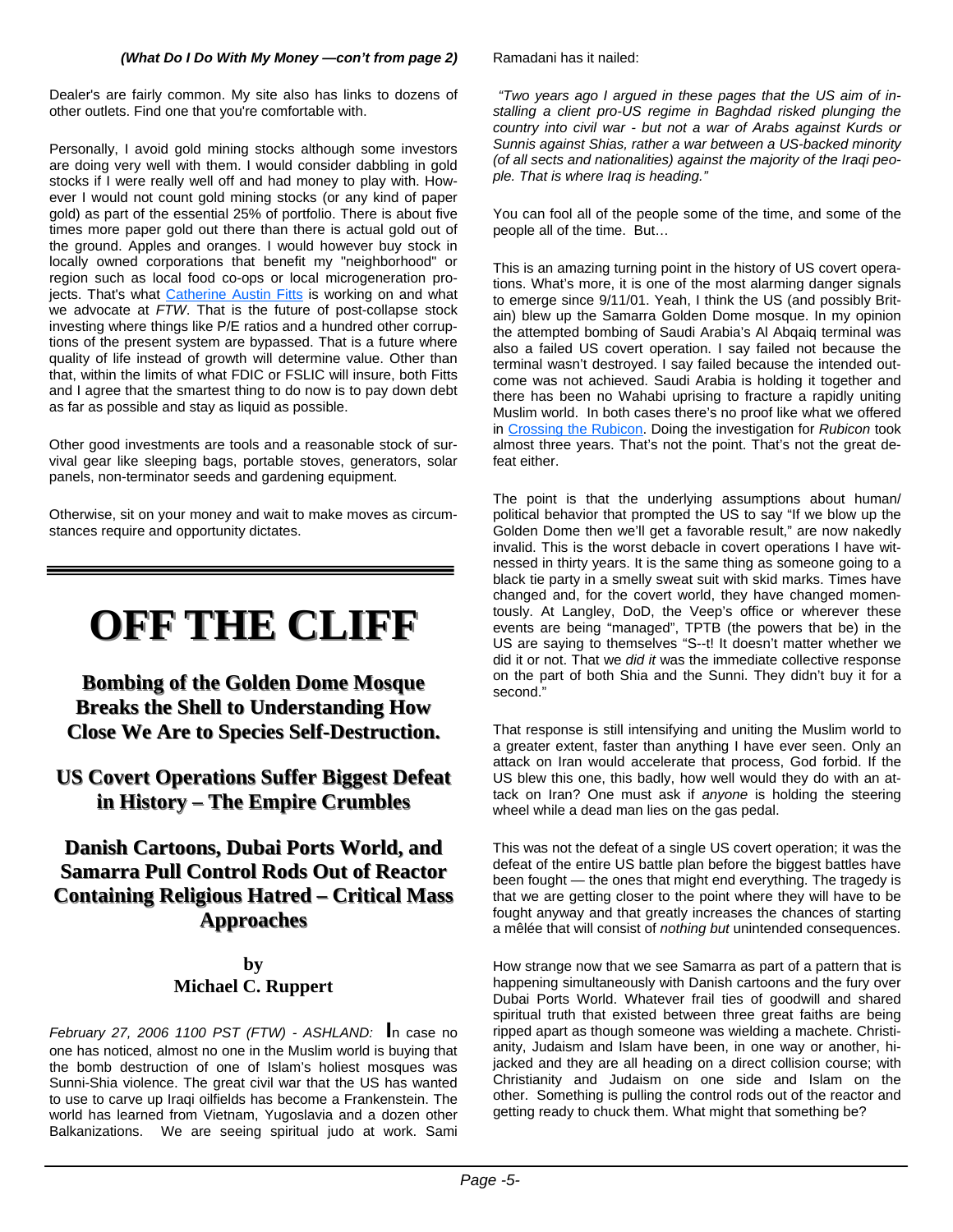*(What Do I Do With My Money —con't from page 2)*

Dealer's are fairly common. My site also has links to dozens of other outlets. Find one that you're comfortable with.

Personally, I avoid gold mining stocks although some investors are doing very well with them. I would consider dabbling in gold stocks if I were really well off and had money to play with. However I would not count gold mining stocks (or any kind of paper gold) as part of the essential 25% of portfolio. There is about five times more paper gold out there than there is actual gold out of the ground. Apples and oranges. I would however buy stock in locally owned corporations that benefit my "neighborhood" or region such as local food co-ops or local microgeneration projects. That's what Catherine Austin Fitts is working on and what we advocate at *FTW*. That is the future of post-collapse stock investing where things like P/E ratios and a hundred other corruptions of the present system are bypassed. That is a future where quality of life instead of growth will determine value. Other than that, within the limits of what FDIC or FSLIC will insure, both Fitts and I agree that the smartest thing to do now is to pay down debt as far as possible and stay as liquid as possible.

Other good investments are tools and a reasonable stock of survival gear like sleeping bags, portable stoves, generators, solar panels, non-terminator seeds and gardening equipment.

Otherwise, sit on your money and wait to make moves as circumstances require and opportunity dictates.

---

# OFF THE CLIFF

## Bombing of the Golden Dome Mosque Breaks the Shell to Understanding How Close We Are to Species Self-Destruction.

## US Covert Operations Suffer Biggest Defeat in History – The Empire Crumbles

## Danish Cartoons, Dubai Ports World, and Samarra Pull Control Rods Out of Reactor Containing Religious Hatred – Critical Mass Approaches

**by**
**Michael C. Ruppert**

*February 27, 2006 1100 PST (FTW) - ASHLAND:* In case no one has noticed, almost no one in the Muslim world is buying that the bomb destruction of one of Islam's holiest mosques was Sunni-Shia violence. The great civil war that the US has wanted to use to carve up Iraqi oilfields has become a Frankenstein. The world has learned from Vietnam, Yugoslavia and a dozen other Balkanizations. We are seeing spiritual judo at work. Sami Ramadani has it nailed:

*"Two years ago I argued in these pages that the US aim of installing a client pro-US regime in Baghdad risked plunging the country into civil war - but not a war of Arabs against Kurds or Sunnis against Shias, rather a war between a US-backed minority (of all sects and nationalities) against the majority of the Iraqi people. That is where Iraq is heading."*

You can fool all of the people some of the time, and some of the people all of the time. But…

This is an amazing turning point in the history of US covert operations. What's more, it is one of the most alarming danger signals to emerge since 9/11/01. Yeah, I think the US (and possibly Britain) blew up the Samarra Golden Dome mosque. In my opinion the attempted bombing of Saudi Arabia's Al Abqaiq terminal was also a failed US covert operation. I say failed not because the terminal wasn't destroyed. I say failed because the intended outcome was not achieved. Saudi Arabia is holding it together and there has been no Wahabi uprising to fracture a rapidly uniting Muslim world. In both cases there's no proof like what we offered in Crossing the Rubicon. Doing the investigation for *Rubicon* took almost three years. That's not the point. That's not the great defeat either.

The point is that the underlying assumptions about human/political behavior that prompted the US to say "If we blow up the Golden Dome then we'll get a favorable result," are now nakedly invalid. This is the worst debacle in covert operations I have witnessed in thirty years. It is the same thing as someone going to a black tie party in a smelly sweat suit with skid marks. Times have changed and, for the covert world, they have changed momentously. At Langley, DoD, the Veep's office or wherever these events are being "managed", TPTB (the powers that be) in the US are saying to themselves "S--t! It doesn't matter whether we did it or not. That we *did it* was the immediate collective response on the part of both Shia and the Sunni. They didn't buy it for a second."

That response is still intensifying and uniting the Muslim world to a greater extent, faster than anything I have ever seen. Only an attack on Iran would accelerate that process, God forbid. If the US blew this one, this badly, how well would they do with an attack on Iran? One must ask if *anyone* is holding the steering wheel while a dead man lies on the gas pedal.

This was not the defeat of a single US covert operation; it was the defeat of the entire US battle plan before the biggest battles have been fought — the ones that might end everything. The tragedy is that we are getting closer to the point where they will have to be fought anyway and that greatly increases the chances of starting a mêlée that will consist of *nothing but* unintended consequences.

How strange now that we see Samarra as part of a pattern that is happening simultaneously with Danish cartoons and the fury over Dubai Ports World. Whatever frail ties of goodwill and shared spiritual truth that existed between three great faiths are being ripped apart as though someone was wielding a machete. Christianity, Judaism and Islam have been, in one way or another, hijacked and they are all heading on a direct collision course; with Christianity and Judaism on one side and Islam on the other. Something is pulling the control rods out of the reactor and getting ready to chuck them. What might that something be?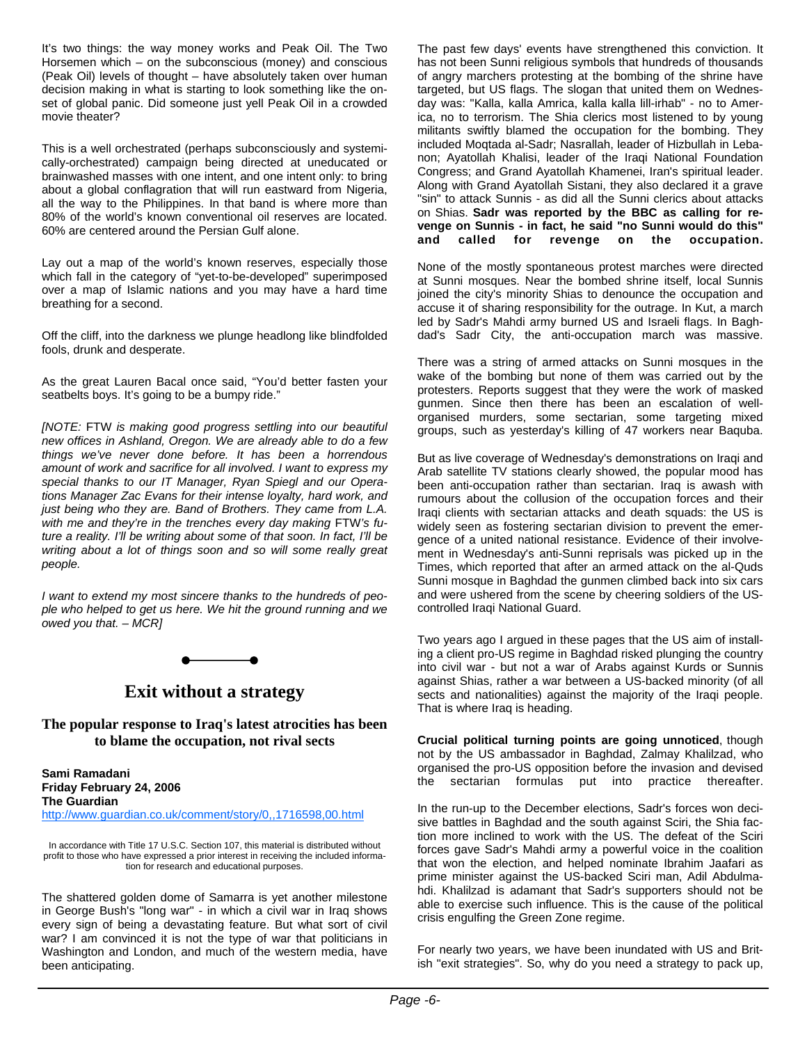It's two things: the way money works and Peak Oil. The Two Horsemen which – on the subconscious (money) and conscious (Peak Oil) levels of thought – have absolutely taken over human decision making in what is starting to look something like the onset of global panic. Did someone just yell Peak Oil in a crowded movie theater?

This is a well orchestrated (perhaps subconsciously and systemically-orchestrated) campaign being directed at uneducated or brainwashed masses with one intent, and one intent only: to bring about a global conflagration that will run eastward from Nigeria, all the way to the Philippines. In that band is where more than 80% of the world's known conventional oil reserves are located. 60% are centered around the Persian Gulf alone.

Lay out a map of the world's known reserves, especially those which fall in the category of "yet-to-be-developed" superimposed over a map of Islamic nations and you may have a hard time breathing for a second.

Off the cliff, into the darkness we plunge headlong like blindfolded fools, drunk and desperate.

As the great Lauren Bacal once said, "You'd better fasten your seatbelts boys. It's going to be a bumpy ride."

*[NOTE:* FTW *is making good progress settling into our beautiful new offices in Ashland, Oregon. We are already able to do a few things we've never done before. It has been a horrendous amount of work and sacrifice for all involved. I want to express my special thanks to our IT Manager, Ryan Spiegl and our Operations Manager Zac Evans for their intense loyalty, hard work, and just being who they are. Band of Brothers. They came from L.A. with me and they're in the trenches every day making* FTW*'s future a reality. I'll be writing about some of that soon. In fact, I'll be writing about a lot of things soon and so will some really great people.*

*I want to extend my most sincere thanks to the hundreds of people who helped to get us here. We hit the ground running and we owed you that. – MCR]*

## Exit without a strategy

### The popular response to Iraq's latest atrocities has been to blame the occupation, not rival sects

**Sami Ramadani**
**Friday February 24, 2006**
**The Guardian**
http://www.guardian.co.uk/comment/story/0,,1716598,00.html

In accordance with Title 17 U.S.C. Section 107, this material is distributed without profit to those who have expressed a prior interest in receiving the included information for research and educational purposes.

The shattered golden dome of Samarra is yet another milestone in George Bush's "long war" - in which a civil war in Iraq shows every sign of being a devastating feature. But what sort of civil war? I am convinced it is not the type of war that politicians in Washington and London, and much of the western media, have been anticipating.

The past few days' events have strengthened this conviction. It has not been Sunni religious symbols that hundreds of thousands of angry marchers protesting at the bombing of the shrine have targeted, but US flags. The slogan that united them on Wednesday was: "Kalla, kalla Amrica, kalla kalla lill-irhab" - no to America, no to terrorism. The Shia clerics most listened to by young militants swiftly blamed the occupation for the bombing. They included Moqtada al-Sadr; Nasrallah, leader of Hizbullah in Lebanon; Ayatollah Khalisi, leader of the Iraqi National Foundation Congress; and Grand Ayatollah Khamenei, Iran's spiritual leader. Along with Grand Ayatollah Sistani, they also declared it a grave "sin" to attack Sunnis - as did all the Sunni clerics about attacks on Shias. **Sadr was reported by the BBC as calling for revenge on Sunnis - in fact, he said "no Sunni would do this" and called for revenge on the occupation.**

None of the mostly spontaneous protest marches were directed at Sunni mosques. Near the bombed shrine itself, local Sunnis joined the city's minority Shias to denounce the occupation and accuse it of sharing responsibility for the outrage. In Kut, a march led by Sadr's Mahdi army burned US and Israeli flags. In Baghdad's Sadr City, the anti-occupation march was massive.

There was a string of armed attacks on Sunni mosques in the wake of the bombing but none of them was carried out by the protesters. Reports suggest that they were the work of masked gunmen. Since then there has been an escalation of well-organised murders, some sectarian, some targeting mixed groups, such as yesterday's killing of 47 workers near Baquba.

But as live coverage of Wednesday's demonstrations on Iraqi and Arab satellite TV stations clearly showed, the popular mood has been anti-occupation rather than sectarian. Iraq is awash with rumours about the collusion of the occupation forces and their Iraqi clients with sectarian attacks and death squads: the US is widely seen as fostering sectarian division to prevent the emergence of a united national resistance. Evidence of their involvement in Wednesday's anti-Sunni reprisals was picked up in the Times, which reported that after an armed attack on the al-Quds Sunni mosque in Baghdad the gunmen climbed back into six cars and were ushered from the scene by cheering soldiers of the US-controlled Iraqi National Guard.

Two years ago I argued in these pages that the US aim of installing a client pro-US regime in Baghdad risked plunging the country into civil war - but not a war of Arabs against Kurds or Sunnis against Shias, rather a war between a US-backed minority (of all sects and nationalities) against the majority of the Iraqi people. That is where Iraq is heading.

**Crucial political turning points are going unnoticed**, though not by the US ambassador in Baghdad, Zalmay Khalilzad, who organised the pro-US opposition before the invasion and devised the sectarian formulas put into practice thereafter.

In the run-up to the December elections, Sadr's forces won decisive battles in Baghdad and the south against Sciri, the Shia faction more inclined to work with the US. The defeat of the Sciri forces gave Sadr's Mahdi army a powerful voice in the coalition that won the election, and helped nominate Ibrahim Jaafari as prime minister against the US-backed Sciri man, Adil Abdulmahdi. Khalilzad is adamant that Sadr's supporters should not be able to exercise such influence. This is the cause of the political crisis engulfing the Green Zone regime.

For nearly two years, we have been inundated with US and British "exit strategies". So, why do you need a strategy to pack up,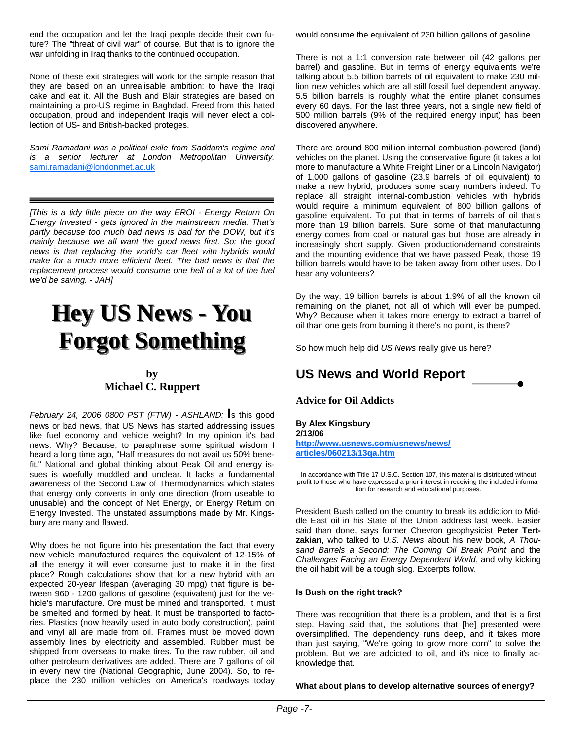end the occupation and let the Iraqi people decide their own future? The "threat of civil war" of course. But that is to ignore the war unfolding in Iraq thanks to the continued occupation.

None of these exit strategies will work for the simple reason that they are based on an unrealisable ambition: to have the Iraqi cake and eat it. All the Bush and Blair strategies are based on maintaining a pro-US regime in Baghdad. Freed from this hated occupation, proud and independent Iraqis will never elect a collection of US- and British-backed proteges.

*Sami Ramadani was a political exile from Saddam's regime and is a senior lecturer at London Metropolitan University.* sami.ramadani@londonmet.ac.uk

---

*[This is a tidy little piece on the way EROI - Energy Return On Energy Invested - gets ignored in the mainstream media. That's partly because too much bad news is bad for the DOW, but it's mainly because we all want the good news first. So: the good news is that replacing the world's car fleet with hybrids would make for a much more efficient fleet. The bad news is that the replacement process would consume one hell of a lot of the fuel we'd be saving. - JAH]*

# Hey US News - You Forgot Something

**by**
**Michael C. Ruppert**

*February 24, 2006 0800 PST (FTW) - ASHLAND:* Is this good news or bad news, that US News has started addressing issues like fuel economy and vehicle weight? In my opinion it's bad news. Why? Because, to paraphrase some spiritual wisdom I heard a long time ago, "Half measures do not avail us 50% benefit." National and global thinking about Peak Oil and energy issues is woefully muddled and unclear. It lacks a fundamental awareness of the Second Law of Thermodynamics which states that energy only converts in only one direction (from useable to unusable) and the concept of Net Energy, or Energy Return on Energy Invested. The unstated assumptions made by Mr. Kingsbury are many and flawed.

Why does he not figure into his presentation the fact that every new vehicle manufactured requires the equivalent of 12-15% of all the energy it will ever consume just to make it in the first place? Rough calculations show that for a new hybrid with an expected 20-year lifespan (averaging 30 mpg) that figure is between 960 - 1200 gallons of gasoline (equivalent) just for the vehicle's manufacture. Ore must be mined and transported. It must be smelted and formed by heat. It must be transported to factories. Plastics (now heavily used in auto body construction), paint and vinyl all are made from oil. Frames must be moved down assembly lines by electricity and assembled. Rubber must be shipped from overseas to make tires. To the raw rubber, oil and other petroleum derivatives are added. There are 7 gallons of oil in every new tire (National Geographic, June 2004). So, to replace the 230 million vehicles on America's roadways today would consume the equivalent of 230 billion gallons of gasoline.

There is not a 1:1 conversion rate between oil (42 gallons per barrel) and gasoline. But in terms of energy equivalents we're talking about 5.5 billion barrels of oil equivalent to make 230 million new vehicles which are all still fossil fuel dependent anyway. 5.5 billion barrels is roughly what the entire planet consumes every 60 days. For the last three years, not a single new field of 500 million barrels (9% of the required energy input) has been discovered anywhere.

There are around 800 million internal combustion-powered (land) vehicles on the planet. Using the conservative figure (it takes a lot more to manufacture a White Freight Liner or a Lincoln Navigator) of 1,000 gallons of gasoline (23.9 barrels of oil equivalent) to make a new hybrid, produces some scary numbers indeed. To replace all straight internal-combustion vehicles with hybrids would require a minimum equivalent of 800 billion gallons of gasoline equivalent. To put that in terms of barrels of oil that's more than 19 billion barrels. Sure, some of that manufacturing energy comes from coal or natural gas but those are already in increasingly short supply. Given production/demand constraints and the mounting evidence that we have passed Peak, those 19 billion barrels would have to be taken away from other uses. Do I hear any volunteers?

By the way, 19 billion barrels is about 1.9% of all the known oil remaining on the planet, not all of which will ever be pumped. Why? Because when it takes more energy to extract a barrel of oil than one gets from burning it there's no point, is there?

So how much help did *US News* really give us here?

## US News and World Report

### Advice for Oil Addicts

**By Alex Kingsbury**
**2/13/06**
**http://www.usnews.com/usnews/articles/060213/13qa.htm**

In accordance with Title 17 U.S.C. Section 107, this material is distributed without profit to those who have expressed a prior interest in receiving the included information for research and educational purposes.

President Bush called on the country to break its addiction to Middle East oil in his State of the Union address last week. Easier said than done, says former Chevron geophysicist **Peter Tertzakian**, who talked to *U.S. News* about his new book, *A Thousand Barrels a Second: The Coming Oil Break Point* and the *Challenges Facing an Energy Dependent World*, and why kicking the oil habit will be a tough slog. Excerpts follow.

**Is Bush on the right track?**

There was recognition that there is a problem, and that is a first step. Having said that, the solutions that [he] presented were oversimplified. The dependency runs deep, and it takes more than just saying, "We're going to grow more corn" to solve the problem. But we are addicted to oil, and it's nice to finally acknowledge that.

**What about plans to develop alternative sources of energy?**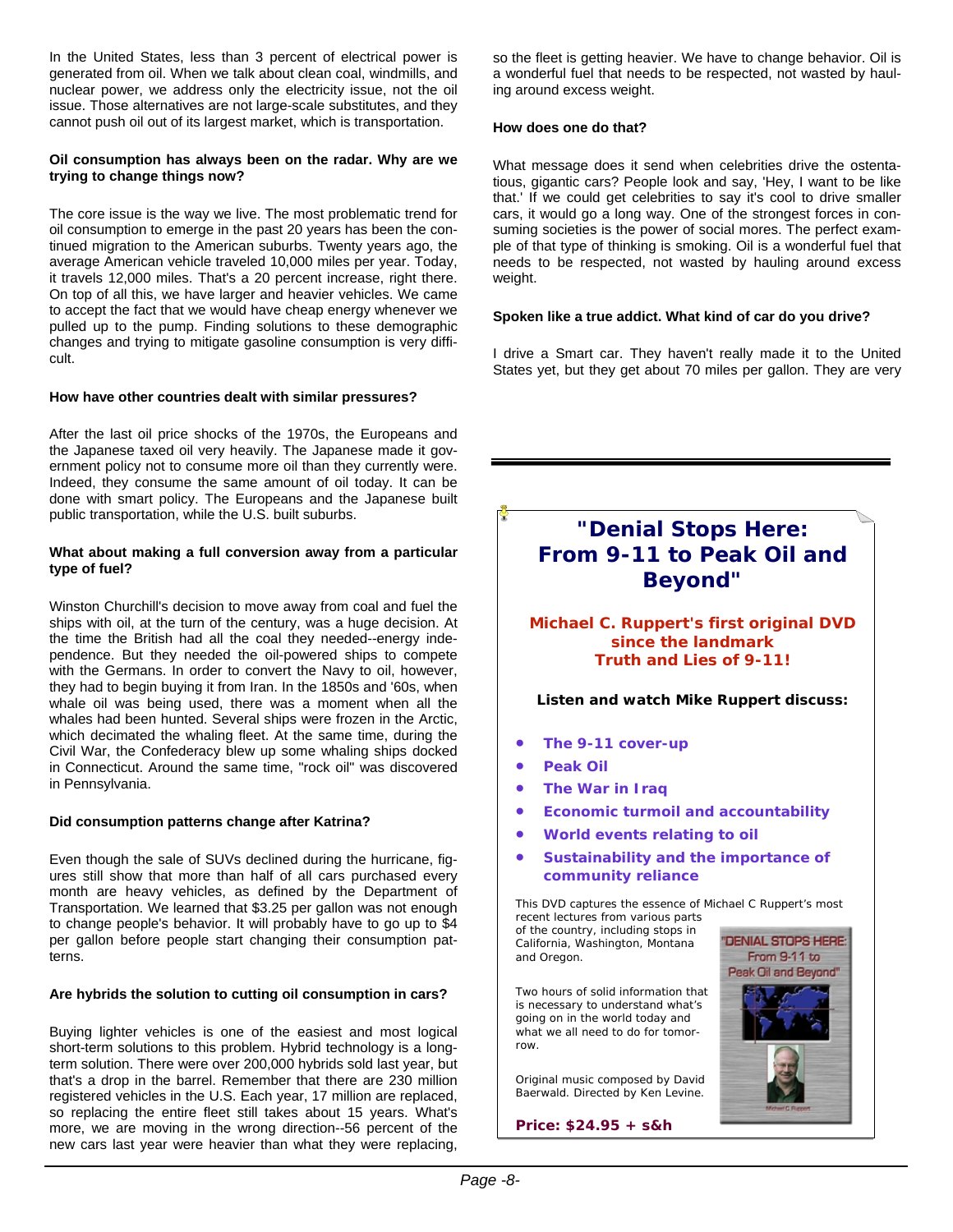In the United States, less than 3 percent of electrical power is generated from oil. When we talk about clean coal, windmills, and nuclear power, we address only the electricity issue, not the oil issue. Those alternatives are not large-scale substitutes, and they cannot push oil out of its largest market, which is transportation.

**Oil consumption has always been on the radar. Why are we trying to change things now?**

The core issue is the way we live. The most problematic trend for oil consumption to emerge in the past 20 years has been the continued migration to the American suburbs. Twenty years ago, the average American vehicle traveled 10,000 miles per year. Today, it travels 12,000 miles. That's a 20 percent increase, right there. On top of all this, we have larger and heavier vehicles. We came to accept the fact that we would have cheap energy whenever we pulled up to the pump. Finding solutions to these demographic changes and trying to mitigate gasoline consumption is very difficult.

**How have other countries dealt with similar pressures?**

After the last oil price shocks of the 1970s, the Europeans and the Japanese taxed oil very heavily. The Japanese made it government policy not to consume more oil than they currently were. Indeed, they consume the same amount of oil today. It can be done with smart policy. The Europeans and the Japanese built public transportation, while the U.S. built suburbs.

**What about making a full conversion away from a particular type of fuel?**

Winston Churchill's decision to move away from coal and fuel the ships with oil, at the turn of the century, was a huge decision. At the time the British had all the coal they needed--energy independence. But they needed the oil-powered ships to compete with the Germans. In order to convert the Navy to oil, however, they had to begin buying it from Iran. In the 1850s and '60s, when whale oil was being used, there was a moment when all the whales had been hunted. Several ships were frozen in the Arctic, which decimated the whaling fleet. At the same time, during the Civil War, the Confederacy blew up some whaling ships docked in Connecticut. Around the same time, "rock oil" was discovered in Pennsylvania.

**Did consumption patterns change after Katrina?**

Even though the sale of SUVs declined during the hurricane, figures still show that more than half of all cars purchased every month are heavy vehicles, as defined by the Department of Transportation. We learned that \$3.25 per gallon was not enough to change people's behavior. It will probably have to go up to \$4 per gallon before people start changing their consumption patterns.

**Are hybrids the solution to cutting oil consumption in cars?**

Buying lighter vehicles is one of the easiest and most logical short-term solutions to this problem. Hybrid technology is a long-term solution. There were over 200,000 hybrids sold last year, but that's a drop in the barrel. Remember that there are 230 million registered vehicles in the U.S. Each year, 17 million are replaced, so replacing the entire fleet still takes about 15 years. What's more, we are moving in the wrong direction--56 percent of the new cars last year were heavier than what they were replacing, so the fleet is getting heavier. We have to change behavior. Oil is a wonderful fuel that needs to be respected, not wasted by hauling around excess weight.

**How does one do that?**

What message does it send when celebrities drive the ostentatious, gigantic cars? People look and say, 'Hey, I want to be like that.' If we could get celebrities to say it's cool to drive smaller cars, it would go a long way. One of the strongest forces in consuming societies is the power of social mores. The perfect example of that type of thinking is smoking. Oil is a wonderful fuel that needs to be respected, not wasted by hauling around excess weight.

**Spoken like a true addict. What kind of car do you drive?**

I drive a Smart car. They haven't really made it to the United States yet, but they get about 70 miles per gallon. They are very

---

## "Denial Stops Here: From 9-11 to Peak Oil and Beyond"

**Michael C. Ruppert's first original DVD since the landmark Truth and Lies of 9-11!**

**Listen and watch Mike Ruppert discuss:**

- **The 9-11 cover-up**
- **Peak Oil**
- **The War in Iraq**
- **Economic turmoil and accountability**
- **World events relating to oil**
- **Sustainability and the importance of community reliance**

This DVD captures the essence of Michael C Ruppert's most recent lectures from various parts of the country, including stops in California, Washington, Montana and Oregon.

Two hours of solid information that is necessary to understand what's going on in the world today and what we all need to do for tomorrow.

Original music composed by David Baerwald. Directed by Ken Levine.

**Price: \$24.95 + s&h**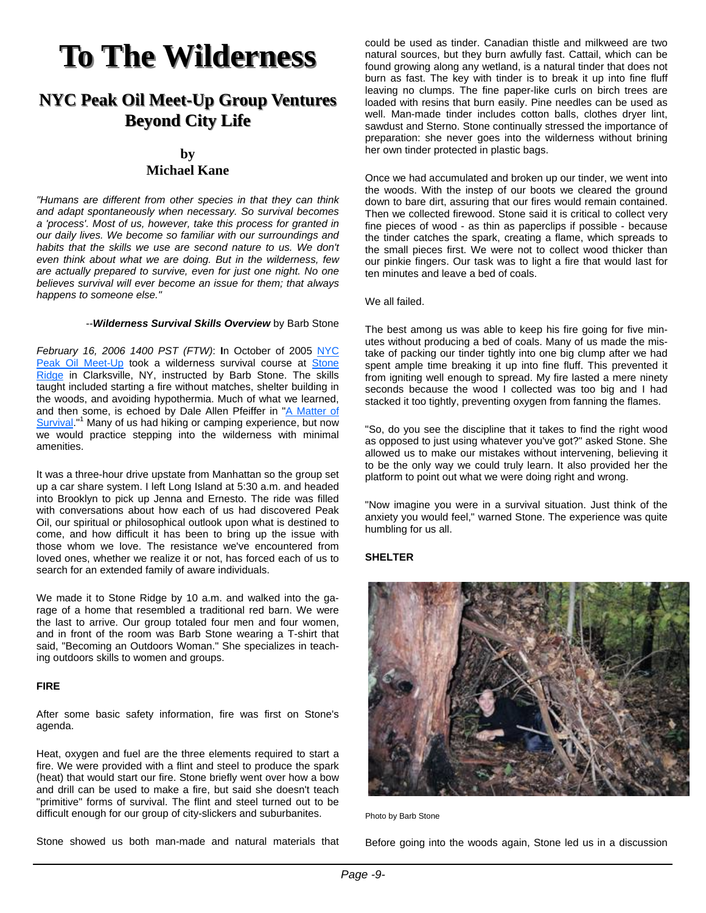# To The Wilderness

## NYC Peak Oil Meet-Up Group Ventures Beyond City Life

### by
### Michael Kane

*"Humans are different from other species in that they can think and adapt spontaneously when necessary. So survival becomes a 'process'. Most of us, however, take this process for granted in our daily lives. We become so familiar with our surroundings and habits that the skills we use are second nature to us. We don't even think about what we are doing. But in the wilderness, few are actually prepared to survive, even for just one night. No one believes survival will ever become an issue for them; that always happens to someone else."*

--***Wilderness Survival Skills Overview*** by Barb Stone

*February 16, 2006 1400 PST (FTW)*: **I**n October of 2005 NYC Peak Oil Meet-Up took a wilderness survival course at Stone Ridge in Clarksville, NY, instructed by Barb Stone. The skills taught included starting a fire without matches, shelter building in the woods, and avoiding hypothermia. Much of what we learned, and then some, is echoed by Dale Allen Pfeiffer in "A Matter of Survival."[1] Many of us had hiking or camping experience, but now we would practice stepping into the wilderness with minimal amenities.

It was a three-hour drive upstate from Manhattan so the group set up a car share system. I left Long Island at 5:30 a.m. and headed into Brooklyn to pick up Jenna and Ernesto. The ride was filled with conversations about how each of us had discovered Peak Oil, our spiritual or philosophical outlook upon what is destined to come, and how difficult it has been to bring up the issue with those whom we love. The resistance we've encountered from loved ones, whether we realize it or not, has forced each of us to search for an extended family of aware individuals.

We made it to Stone Ridge by 10 a.m. and walked into the garage of a home that resembled a traditional red barn. We were the last to arrive. Our group totaled four men and four women, and in front of the room was Barb Stone wearing a T-shirt that said, "Becoming an Outdoors Woman." She specializes in teaching outdoors skills to women and groups.

**FIRE**

After some basic safety information, fire was first on Stone's agenda.

Heat, oxygen and fuel are the three elements required to start a fire. We were provided with a flint and steel to produce the spark (heat) that would start our fire. Stone briefly went over how a bow and drill can be used to make a fire, but said she doesn't teach "primitive" forms of survival. The flint and steel turned out to be difficult enough for our group of city-slickers and suburbanites.

Stone showed us both man-made and natural materials that could be used as tinder. Canadian thistle and milkweed are two natural sources, but they burn awfully fast. Cattail, which can be found growing along any wetland, is a natural tinder that does not burn as fast. The key with tinder is to break it up into fine fluff leaving no clumps. The fine paper-like curls on birch trees are loaded with resins that burn easily. Pine needles can be used as well. Man-made tinder includes cotton balls, clothes dryer lint, sawdust and Sterno. Stone continually stressed the importance of preparation: she never goes into the wilderness without brining her own tinder protected in plastic bags.

Once we had accumulated and broken up our tinder, we went into the woods. With the instep of our boots we cleared the ground down to bare dirt, assuring that our fires would remain contained. Then we collected firewood. Stone said it is critical to collect very fine pieces of wood - as thin as paperclips if possible - because the tinder catches the spark, creating a flame, which spreads to the small pieces first. We were not to collect wood thicker than our pinkie fingers. Our task was to light a fire that would last for ten minutes and leave a bed of coals.

We all failed.

The best among us was able to keep his fire going for five minutes without producing a bed of coals. Many of us made the mistake of packing our tinder tightly into one big clump after we had spent ample time breaking it up into fine fluff. This prevented it from igniting well enough to spread. My fire lasted a mere ninety seconds because the wood I collected was too big and I had stacked it too tightly, preventing oxygen from fanning the flames.

"So, do you see the discipline that it takes to find the right wood as opposed to just using whatever you've got?" asked Stone. She allowed us to make our mistakes without intervening, believing it to be the only way we could truly learn. It also provided her the platform to point out what we were doing right and wrong.

"Now imagine you were in a survival situation. Just think of the anxiety you would feel," warned Stone. The experience was quite humbling for us all.

**SHELTER**

Photo by Barb Stone

Before going into the woods again, Stone led us in a discussion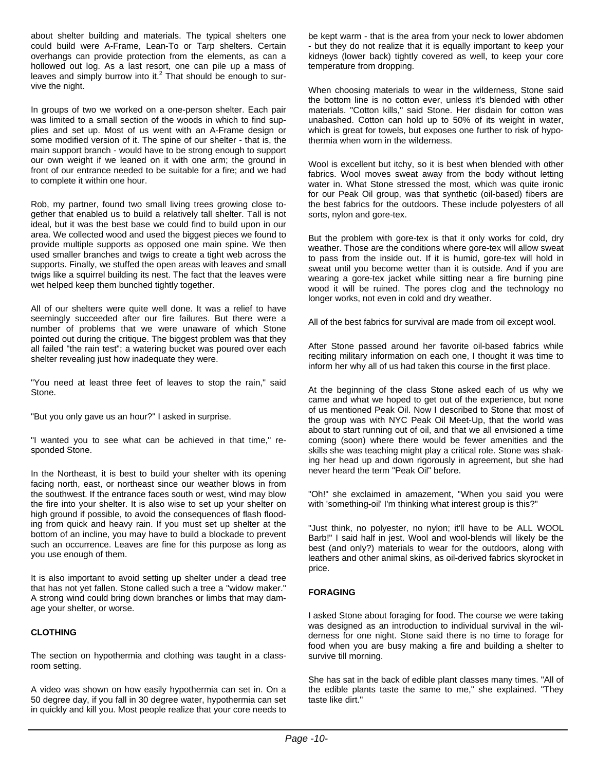about shelter building and materials. The typical shelters one could build were A-Frame, Lean-To or Tarp shelters. Certain overhangs can provide protection from the elements, as can a hollowed out log. As a last resort, one can pile up a mass of leaves and simply burrow into it.[2] That should be enough to survive the night.

In groups of two we worked on a one-person shelter. Each pair was limited to a small section of the woods in which to find supplies and set up. Most of us went with an A-Frame design or some modified version of it. The spine of our shelter - that is, the main support branch - would have to be strong enough to support our own weight if we leaned on it with one arm; the ground in front of our entrance needed to be suitable for a fire; and we had to complete it within one hour.

Rob, my partner, found two small living trees growing close together that enabled us to build a relatively tall shelter. Tall is not ideal, but it was the best base we could find to build upon in our area. We collected wood and used the biggest pieces we found to provide multiple supports as opposed one main spine. We then used smaller branches and twigs to create a tight web across the supports. Finally, we stuffed the open areas with leaves and small twigs like a squirrel building its nest. The fact that the leaves were wet helped keep them bunched tightly together.

All of our shelters were quite well done. It was a relief to have seemingly succeeded after our fire failures. But there were a number of problems that we were unaware of which Stone pointed out during the critique. The biggest problem was that they all failed "the rain test"; a watering bucket was poured over each shelter revealing just how inadequate they were.

"You need at least three feet of leaves to stop the rain," said Stone.

"But you only gave us an hour?" I asked in surprise.

"I wanted you to see what can be achieved in that time," responded Stone.

In the Northeast, it is best to build your shelter with its opening facing north, east, or northeast since our weather blows in from the southwest. If the entrance faces south or west, wind may blow the fire into your shelter. It is also wise to set up your shelter on high ground if possible, to avoid the consequences of flash flooding from quick and heavy rain. If you must set up shelter at the bottom of an incline, you may have to build a blockade to prevent such an occurrence. Leaves are fine for this purpose as long as you use enough of them.

It is also important to avoid setting up shelter under a dead tree that has not yet fallen. Stone called such a tree a "widow maker." A strong wind could bring down branches or limbs that may damage your shelter, or worse.

**CLOTHING**

The section on hypothermia and clothing was taught in a classroom setting.

A video was shown on how easily hypothermia can set in. On a 50 degree day, if you fall in 30 degree water, hypothermia can set in quickly and kill you. Most people realize that your core needs to be kept warm - that is the area from your neck to lower abdomen - but they do not realize that it is equally important to keep your kidneys (lower back) tightly covered as well, to keep your core temperature from dropping.

When choosing materials to wear in the wilderness, Stone said the bottom line is no cotton ever, unless it's blended with other materials. "Cotton kills," said Stone. Her disdain for cotton was unabashed. Cotton can hold up to 50% of its weight in water, which is great for towels, but exposes one further to risk of hypothermia when worn in the wilderness.

Wool is excellent but itchy, so it is best when blended with other fabrics. Wool moves sweat away from the body without letting water in. What Stone stressed the most, which was quite ironic for our Peak Oil group, was that synthetic (oil-based) fibers are the best fabrics for the outdoors. These include polyesters of all sorts, nylon and gore-tex.

But the problem with gore-tex is that it only works for cold, dry weather. Those are the conditions where gore-tex will allow sweat to pass from the inside out. If it is humid, gore-tex will hold in sweat until you become wetter than it is outside. And if you are wearing a gore-tex jacket while sitting near a fire burning pine wood it will be ruined. The pores clog and the technology no longer works, not even in cold and dry weather.

All of the best fabrics for survival are made from oil except wool.

After Stone passed around her favorite oil-based fabrics while reciting military information on each one, I thought it was time to inform her why all of us had taken this course in the first place.

At the beginning of the class Stone asked each of us why we came and what we hoped to get out of the experience, but none of us mentioned Peak Oil. Now I described to Stone that most of the group was with NYC Peak Oil Meet-Up, that the world was about to start running out of oil, and that we all envisioned a time coming (soon) where there would be fewer amenities and the skills she was teaching might play a critical role. Stone was shaking her head up and down rigorously in agreement, but she had never heard the term "Peak Oil" before.

"Oh!" she exclaimed in amazement, "When you said you were with 'something-oil' I'm thinking what interest group is this?"

"Just think, no polyester, no nylon; it'll have to be ALL WOOL Barb!" I said half in jest. Wool and wool-blends will likely be the best (and only?) materials to wear for the outdoors, along with leathers and other animal skins, as oil-derived fabrics skyrocket in price.

**FORAGING**

I asked Stone about foraging for food. The course we were taking was designed as an introduction to individual survival in the wilderness for one night. Stone said there is no time to forage for food when you are busy making a fire and building a shelter to survive till morning.

She has sat in the back of edible plant classes many times. "All of the edible plants taste the same to me," she explained. "They taste like dirt."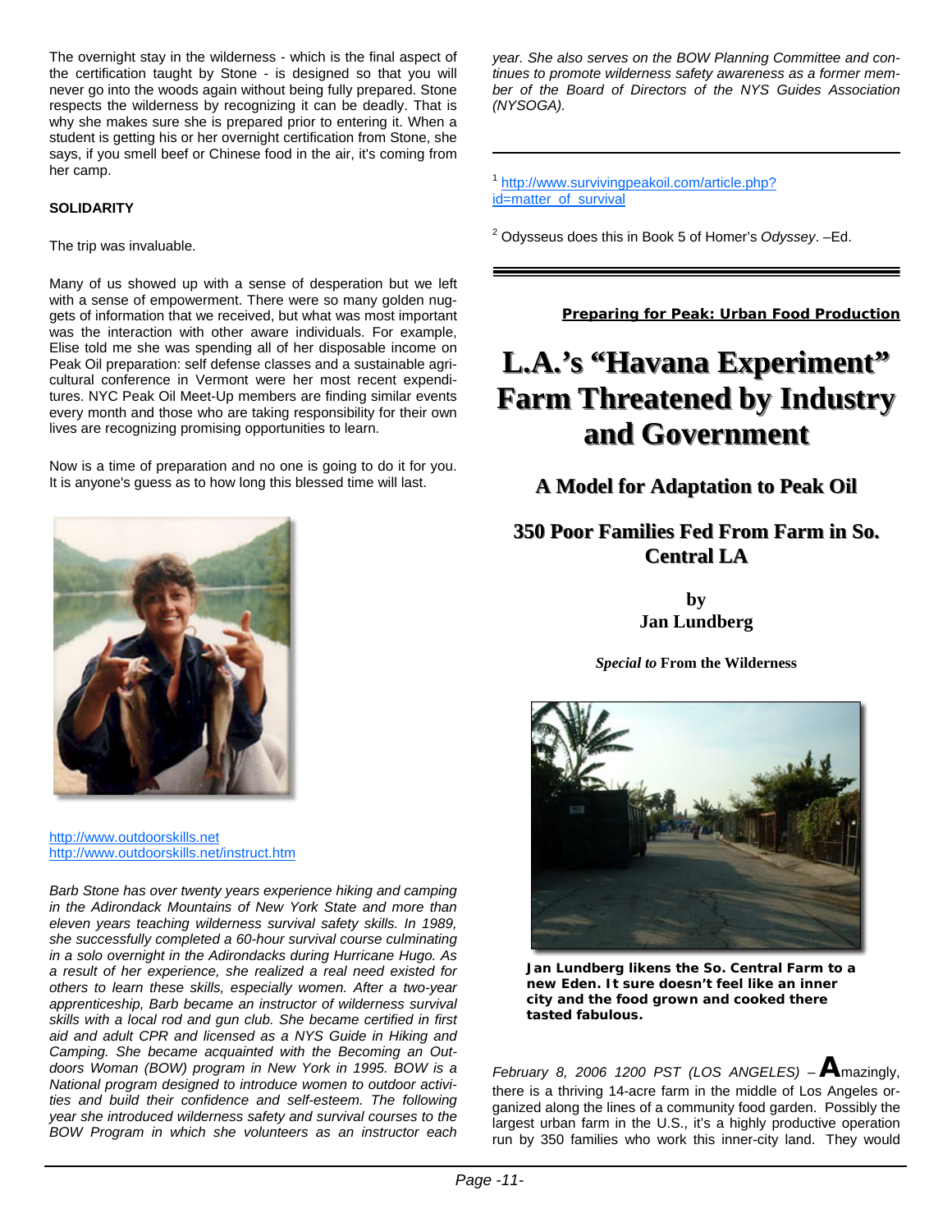The overnight stay in the wilderness - which is the final aspect of the certification taught by Stone - is designed so that you will never go into the woods again without being fully prepared. Stone respects the wilderness by recognizing it can be deadly. That is why she makes sure she is prepared prior to entering it. When a student is getting his or her overnight certification from Stone, she says, if you smell beef or Chinese food in the air, it's coming from her camp.

**SOLIDARITY**

The trip was invaluable.

Many of us showed up with a sense of desperation but we left with a sense of empowerment. There were so many golden nuggets of information that we received, but what was most important was the interaction with other aware individuals. For example, Elise told me she was spending all of her disposable income on Peak Oil preparation: self defense classes and a sustainable agricultural conference in Vermont were her most recent expenditures. NYC Peak Oil Meet-Up members are finding similar events every month and those who are taking responsibility for their own lives are recognizing promising opportunities to learn.

Now is a time of preparation and no one is going to do it for you. It is anyone's guess as to how long this blessed time will last.

http://www.outdoorskills.net
http://www.outdoorskills.net/instruct.htm

*Barb Stone has over twenty years experience hiking and camping in the Adirondack Mountains of New York State and more than eleven years teaching wilderness survival safety skills. In 1989, she successfully completed a 60-hour survival course culminating in a solo overnight in the Adirondacks during Hurricane Hugo. As a result of her experience, she realized a real need existed for others to learn these skills, especially women. After a two-year apprenticeship, Barb became an instructor of wilderness survival skills with a local rod and gun club. She became certified in first aid and adult CPR and licensed as a NYS Guide in Hiking and Camping. She became acquainted with the Becoming an Outdoors Woman (BOW) program in New York in 1995. BOW is a National program designed to introduce women to outdoor activities and build their confidence and self-esteem. The following year she introduced wilderness safety and survival courses to the BOW Program in which she volunteers as an instructor each year. She also serves on the BOW Planning Committee and continues to promote wilderness safety awareness as a former member of the Board of Directors of the NYS Guides Association (NYSOGA).*

---

[1] http://www.survivingpeakoil.com/article.php?id=matter_of_survival

[2] Odysseus does this in Book 5 of Homer's *Odyssey*. –Ed.

---

**Preparing for Peak: Urban Food Production**

# L.A.'s "Havana Experiment" Farm Threatened by Industry and Government

## A Model for Adaptation to Peak Oil

## 350 Poor Families Fed From Farm in So. Central LA

**by**
**Jan Lundberg**

***Special to* From the Wilderness**

**Jan Lundberg likens the So. Central Farm to a new Eden. It sure doesn't feel like an inner city and the food grown and cooked there tasted fabulous.**

*February 8, 2006 1200 PST (LOS ANGELES)* – **A**mazingly, there is a thriving 14-acre farm in the middle of Los Angeles organized along the lines of a community food garden. Possibly the largest urban farm in the U.S., it's a highly productive operation run by 350 families who work this inner-city land. They would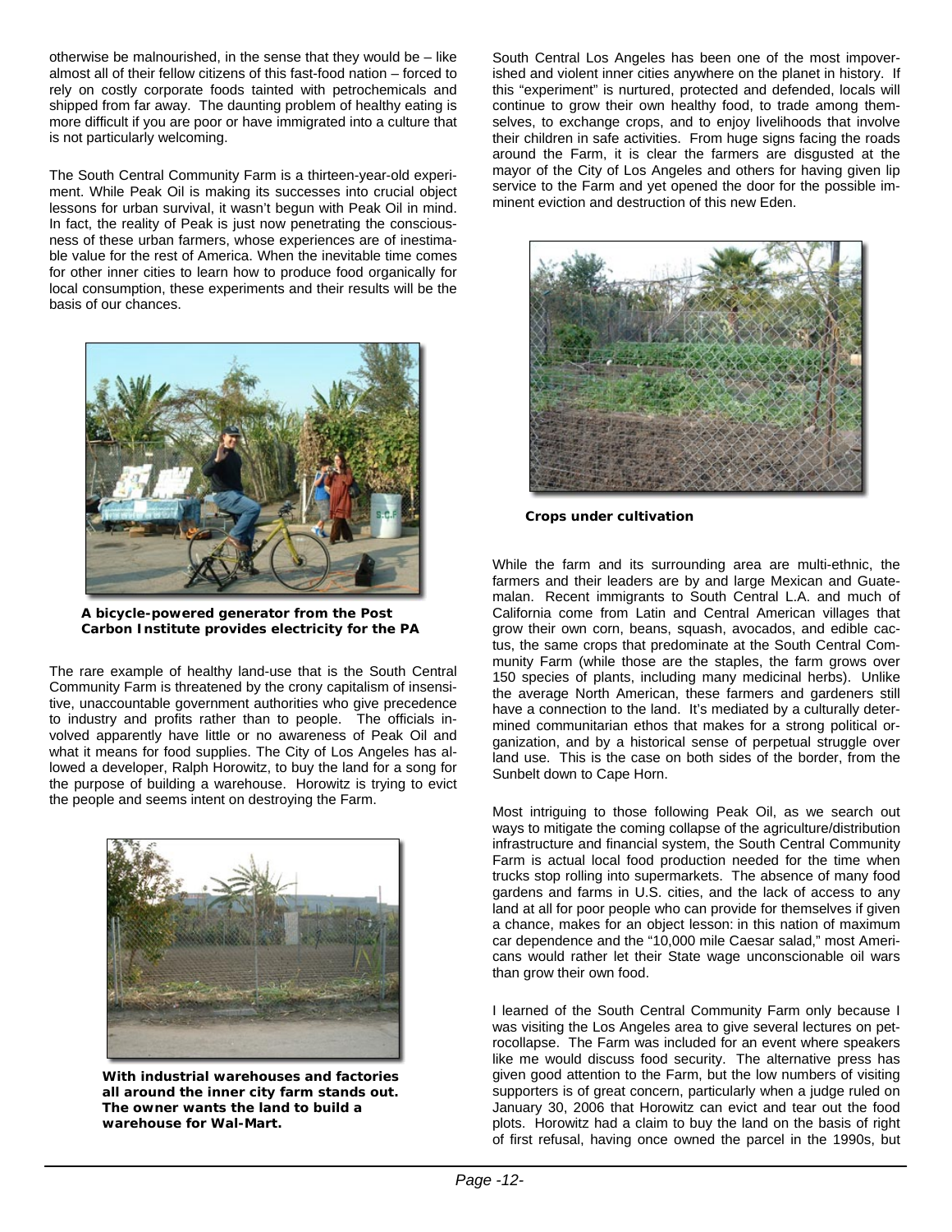otherwise be malnourished, in the sense that they would be – like almost all of their fellow citizens of this fast-food nation – forced to rely on costly corporate foods tainted with petrochemicals and shipped from far away. The daunting problem of healthy eating is more difficult if you are poor or have immigrated into a culture that is not particularly welcoming.

The South Central Community Farm is a thirteen-year-old experiment. While Peak Oil is making its successes into crucial object lessons for urban survival, it wasn't begun with Peak Oil in mind. In fact, the reality of Peak is just now penetrating the consciousness of these urban farmers, whose experiences are of inestimable value for the rest of America. When the inevitable time comes for other inner cities to learn how to produce food organically for local consumption, these experiments and their results will be the basis of our chances.

**A bicycle-powered generator from the Post Carbon Institute provides electricity for the PA**

The rare example of healthy land-use that is the South Central Community Farm is threatened by the crony capitalism of insensitive, unaccountable government authorities who give precedence to industry and profits rather than to people. The officials involved apparently have little or no awareness of Peak Oil and what it means for food supplies. The City of Los Angeles has allowed a developer, Ralph Horowitz, to buy the land for a song for the purpose of building a warehouse. Horowitz is trying to evict the people and seems intent on destroying the Farm.

**With industrial warehouses and factories all around the inner city farm stands out. The owner wants the land to build a warehouse for Wal-Mart.**

South Central Los Angeles has been one of the most impoverished and violent inner cities anywhere on the planet in history. If this "experiment" is nurtured, protected and defended, locals will continue to grow their own healthy food, to trade among themselves, to exchange crops, and to enjoy livelihoods that involve their children in safe activities. From huge signs facing the roads around the Farm, it is clear the farmers are disgusted at the mayor of the City of Los Angeles and others for having given lip service to the Farm and yet opened the door for the possible imminent eviction and destruction of this new Eden.

**Crops under cultivation**

While the farm and its surrounding area are multi-ethnic, the farmers and their leaders are by and large Mexican and Guatemalan. Recent immigrants to South Central L.A. and much of California come from Latin and Central American villages that grow their own corn, beans, squash, avocados, and edible cactus, the same crops that predominate at the South Central Community Farm (while those are the staples, the farm grows over 150 species of plants, including many medicinal herbs). Unlike the average North American, these farmers and gardeners still have a connection to the land. It's mediated by a culturally determined communitarian ethos that makes for a strong political organization, and by a historical sense of perpetual struggle over land use. This is the case on both sides of the border, from the Sunbelt down to Cape Horn.

Most intriguing to those following Peak Oil, as we search out ways to mitigate the coming collapse of the agriculture/distribution infrastructure and financial system, the South Central Community Farm is actual local food production needed for the time when trucks stop rolling into supermarkets. The absence of many food gardens and farms in U.S. cities, and the lack of access to any land at all for poor people who can provide for themselves if given a chance, makes for an object lesson: in this nation of maximum car dependence and the "10,000 mile Caesar salad," most Americans would rather let their State wage unconscionable oil wars than grow their own food.

I learned of the South Central Community Farm only because I was visiting the Los Angeles area to give several lectures on petrocollapse. The Farm was included for an event where speakers like me would discuss food security. The alternative press has given good attention to the Farm, but the low numbers of visiting supporters is of great concern, particularly when a judge ruled on January 30, 2006 that Horowitz can evict and tear out the food plots. Horowitz had a claim to buy the land on the basis of right of first refusal, having once owned the parcel in the 1990s, but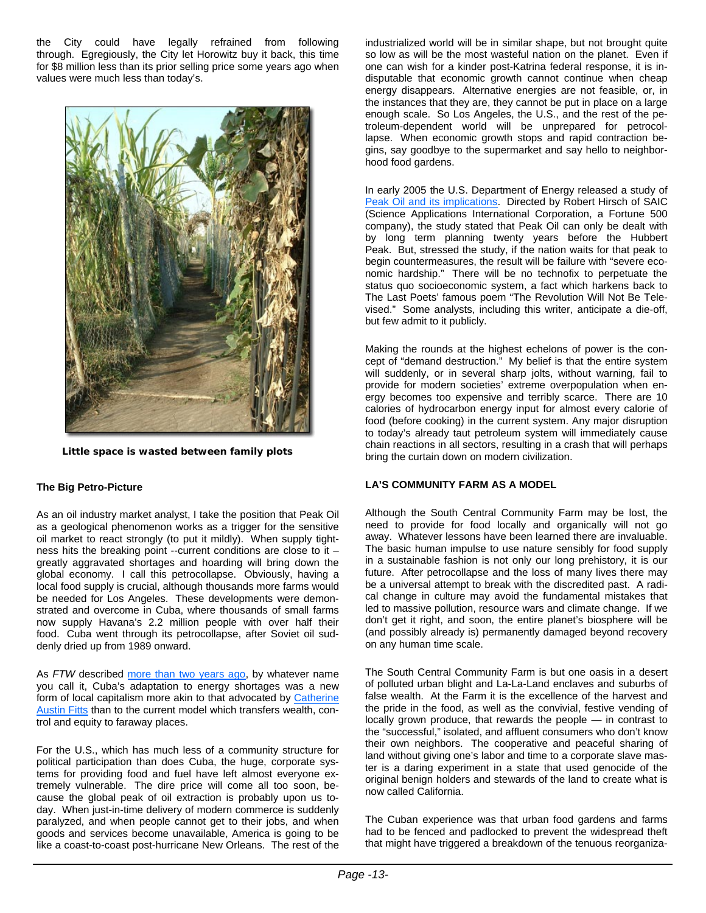the City could have legally refrained from following through. Egregiously, the City let Horowitz buy it back, this time for $8 million less than its prior selling price some years ago when values were much less than today's.

**Little space is wasted between family plots**

### The Big Petro-Picture

As an oil industry market analyst, I take the position that Peak Oil as a geological phenomenon works as a trigger for the sensitive oil market to react strongly (to put it mildly). When supply tightness hits the breaking point --current conditions are close to it – greatly aggravated shortages and hoarding will bring down the global economy. I call this petrocollapse. Obviously, having a local food supply is crucial, although thousands more farms would be needed for Los Angeles. These developments were demonstrated and overcome in Cuba, where thousands of small farms now supply Havana's 2.2 million people with over half their food. Cuba went through its petrocollapse, after Soviet oil suddenly dried up from 1989 onward.

As *FTW* described more than two years ago, by whatever name you call it, Cuba's adaptation to energy shortages was a new form of local capitalism more akin to that advocated by Catherine Austin Fitts than to the current model which transfers wealth, control and equity to faraway places.

For the U.S., which has much less of a community structure for political participation than does Cuba, the huge, corporate systems for providing food and fuel have left almost everyone extremely vulnerable. The dire price will come all too soon, because the global peak of oil extraction is probably upon us today. When just-in-time delivery of modern commerce is suddenly paralyzed, and when people cannot get to their jobs, and when goods and services become unavailable, America is going to be like a coast-to-coast post-hurricane New Orleans. The rest of the industrialized world will be in similar shape, but not brought quite so low as will be the most wasteful nation on the planet. Even if one can wish for a kinder post-Katrina federal response, it is indisputable that economic growth cannot continue when cheap energy disappears. Alternative energies are not feasible, or, in the instances that they are, they cannot be put in place on a large enough scale. So Los Angeles, the U.S., and the rest of the petroleum-dependent world will be unprepared for petrocollapse. When economic growth stops and rapid contraction begins, say goodbye to the supermarket and say hello to neighborhood food gardens.

In early 2005 the U.S. Department of Energy released a study of Peak Oil and its implications. Directed by Robert Hirsch of SAIC (Science Applications International Corporation, a Fortune 500 company), the study stated that Peak Oil can only be dealt with by long term planning twenty years before the Hubbert Peak. But, stressed the study, if the nation waits for that peak to begin countermeasures, the result will be failure with "severe economic hardship." There will be no technofix to perpetuate the status quo socioeconomic system, a fact which harkens back to The Last Poets' famous poem "The Revolution Will Not Be Televised." Some analysts, including this writer, anticipate a die-off, but few admit to it publicly.

Making the rounds at the highest echelons of power is the concept of "demand destruction." My belief is that the entire system will suddenly, or in several sharp jolts, without warning, fail to provide for modern societies' extreme overpopulation when energy becomes too expensive and terribly scarce. There are 10 calories of hydrocarbon energy input for almost every calorie of food (before cooking) in the current system. Any major disruption to today's already taut petroleum system will immediately cause chain reactions in all sectors, resulting in a crash that will perhaps bring the curtain down on modern civilization.

### LA'S COMMUNITY FARM AS A MODEL

Although the South Central Community Farm may be lost, the need to provide for food locally and organically will not go away. Whatever lessons have been learned there are invaluable. The basic human impulse to use nature sensibly for food supply in a sustainable fashion is not only our long prehistory, it is our future. After petrocollapse and the loss of many lives there may be a universal attempt to break with the discredited past. A radical change in culture may avoid the fundamental mistakes that led to massive pollution, resource wars and climate change. If we don't get it right, and soon, the entire planet's biosphere will be (and possibly already is) permanently damaged beyond recovery on any human time scale.

The South Central Community Farm is but one oasis in a desert of polluted urban blight and La-La-Land enclaves and suburbs of false wealth. At the Farm it is the excellence of the harvest and the pride in the food, as well as the convivial, festive vending of locally grown produce, that rewards the people — in contrast to the "successful," isolated, and affluent consumers who don't know their own neighbors. The cooperative and peaceful sharing of land without giving one's labor and time to a corporate slave master is a daring experiment in a state that used genocide of the original benign holders and stewards of the land to create what is now called California.

The Cuban experience was that urban food gardens and farms had to be fenced and padlocked to prevent the widespread theft that might have triggered a breakdown of the tenuous reorganiza-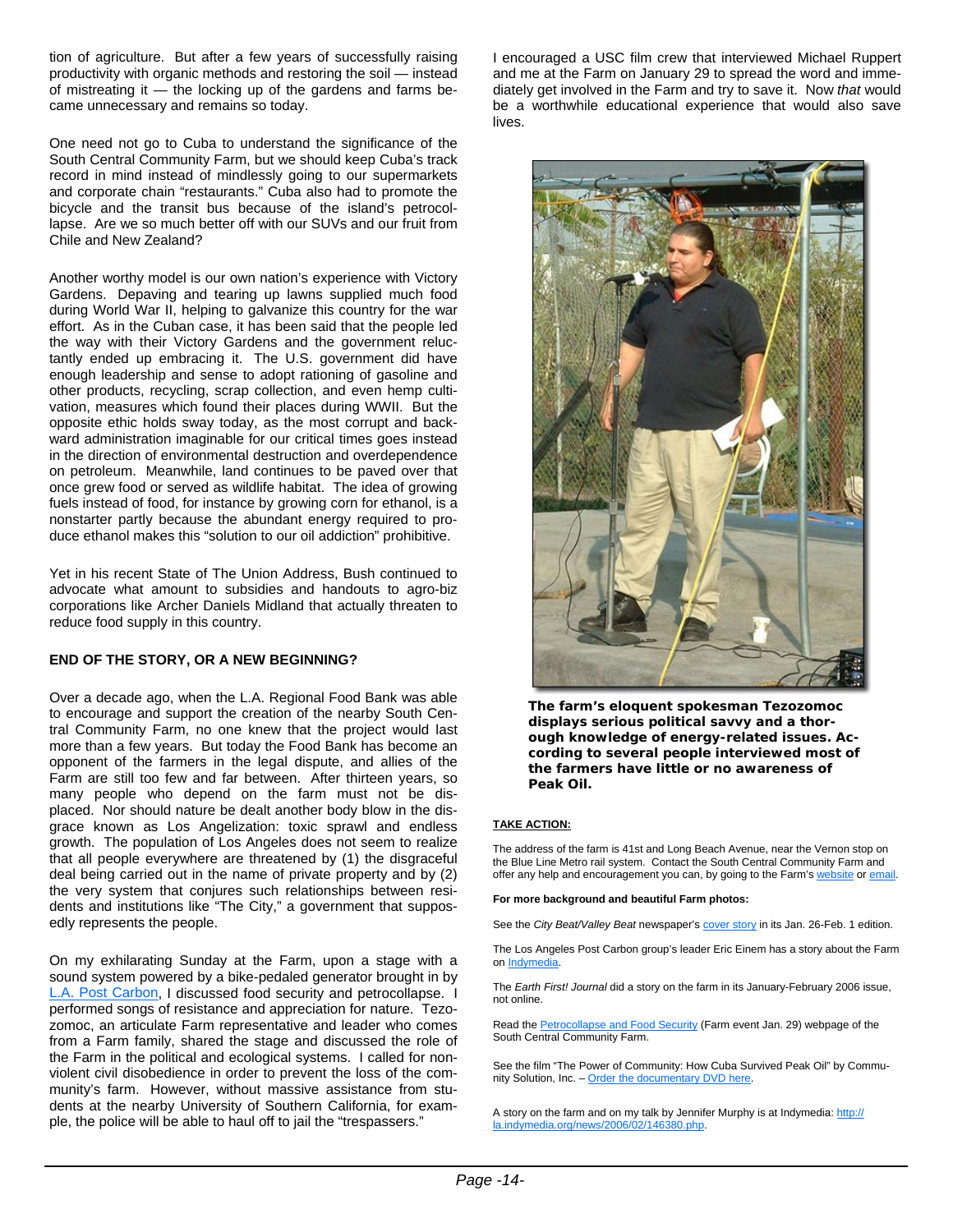tion of agriculture. But after a few years of successfully raising productivity with organic methods and restoring the soil — instead of mistreating it — the locking up of the gardens and farms became unnecessary and remains so today.

One need not go to Cuba to understand the significance of the South Central Community Farm, but we should keep Cuba's track record in mind instead of mindlessly going to our supermarkets and corporate chain "restaurants." Cuba also had to promote the bicycle and the transit bus because of the island's petrocollapse. Are we so much better off with our SUVs and our fruit from Chile and New Zealand?

Another worthy model is our own nation's experience with Victory Gardens. Depaving and tearing up lawns supplied much food during World War II, helping to galvanize this country for the war effort. As in the Cuban case, it has been said that the people led the way with their Victory Gardens and the government reluctantly ended up embracing it. The U.S. government did have enough leadership and sense to adopt rationing of gasoline and other products, recycling, scrap collection, and even hemp cultivation, measures which found their places during WWII. But the opposite ethic holds sway today, as the most corrupt and backward administration imaginable for our critical times goes instead in the direction of environmental destruction and overdependence on petroleum. Meanwhile, land continues to be paved over that once grew food or served as wildlife habitat. The idea of growing fuels instead of food, for instance by growing corn for ethanol, is a nonstarter partly because the abundant energy required to produce ethanol makes this "solution to our oil addiction" prohibitive.

Yet in his recent State of The Union Address, Bush continued to advocate what amount to subsidies and handouts to agro-biz corporations like Archer Daniels Midland that actually threaten to reduce food supply in this country.

**END OF THE STORY, OR A NEW BEGINNING?**

Over a decade ago, when the L.A. Regional Food Bank was able to encourage and support the creation of the nearby South Central Community Farm, no one knew that the project would last more than a few years. But today the Food Bank has become an opponent of the farmers in the legal dispute, and allies of the Farm are still too few and far between. After thirteen years, so many people who depend on the farm must not be displaced. Nor should nature be dealt another body blow in the disgrace known as Los Angelization: toxic sprawl and endless growth. The population of Los Angeles does not seem to realize that all people everywhere are threatened by (1) the disgraceful deal being carried out in the name of private property and by (2) the very system that conjures such relationships between residents and institutions like "The City," a government that supposedly represents the people.

On my exhilarating Sunday at the Farm, upon a stage with a sound system powered by a bike-pedaled generator brought in by L.A. Post Carbon, I discussed food security and petrocollapse. I performed songs of resistance and appreciation for nature. Tezozomoc, an articulate Farm representative and leader who comes from a Farm family, shared the stage and discussed the role of the Farm in the political and ecological systems. I called for nonviolent civil disobedience in order to prevent the loss of the community's farm. However, without massive assistance from students at the nearby University of Southern California, for example, the police will be able to haul off to jail the "trespassers."

I encouraged a USC film crew that interviewed Michael Ruppert and me at the Farm on January 29 to spread the word and immediately get involved in the Farm and try to save it. Now *that* would be a worthwhile educational experience that would also save lives.

**The farm's eloquent spokesman Tezozomoc displays serious political savvy and a thorough knowledge of energy-related issues. According to several people interviewed most of the farmers have little or no awareness of Peak Oil.**

**TAKE ACTION:**

The address of the farm is 41st and Long Beach Avenue, near the Vernon stop on the Blue Line Metro rail system. Contact the South Central Community Farm and offer any help and encouragement you can, by going to the Farm's website or email.

**For more background and beautiful Farm photos:**

See the *City Beat/Valley Beat* newspaper's cover story in its Jan. 26-Feb. 1 edition.

The Los Angeles Post Carbon group's leader Eric Einem has a story about the Farm on Indymedia.

The *Earth First! Journal* did a story on the farm in its January-February 2006 issue, not online.

Read the Petrocollapse and Food Security (Farm event Jan. 29) webpage of the South Central Community Farm.

See the film "The Power of Community: How Cuba Survived Peak Oil" by Community Solution, Inc. – Order the documentary DVD here.

A story on the farm and on my talk by Jennifer Murphy is at Indymedia: http://la.indymedia.org/news/2006/02/146380.php.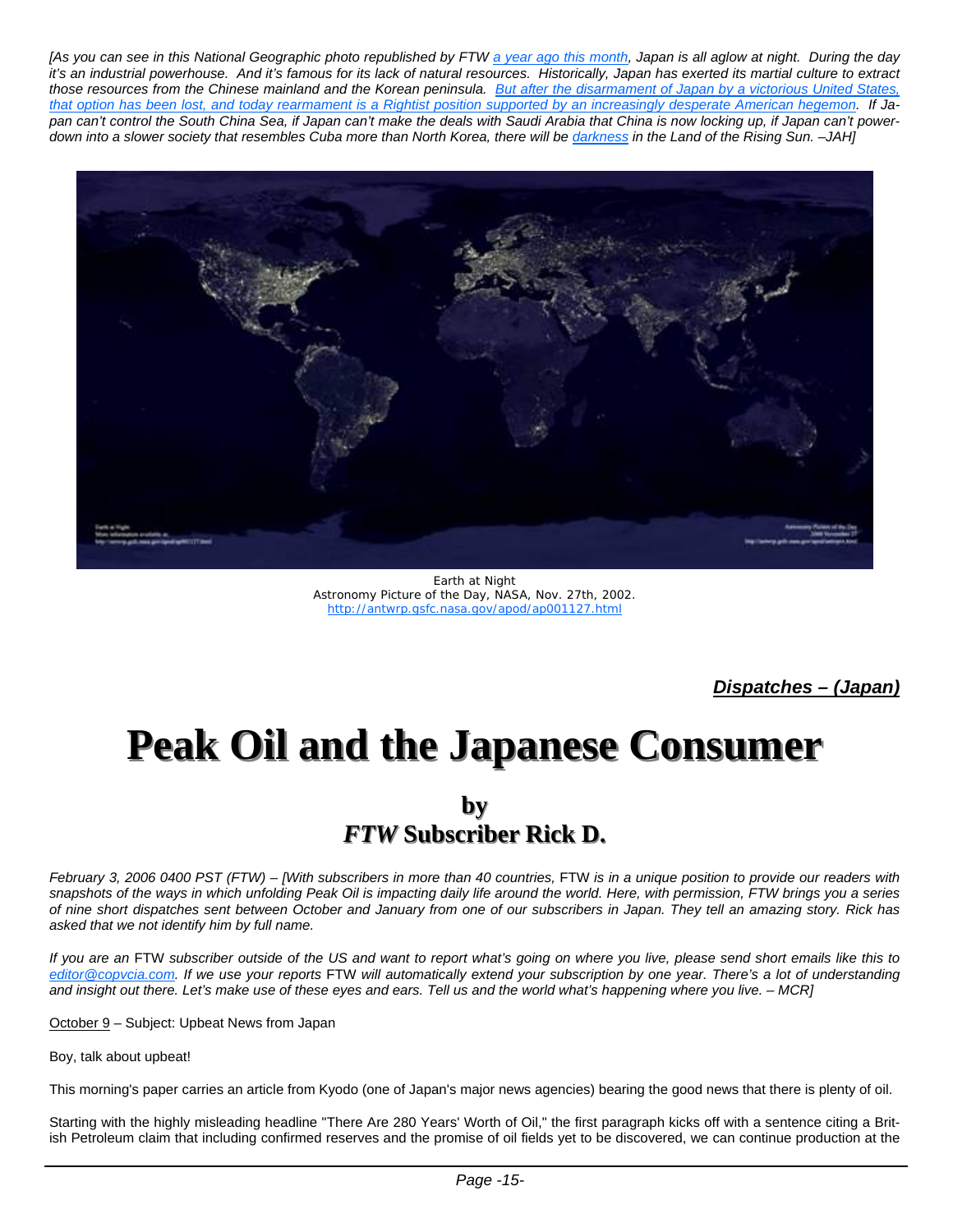*[As you can see in this National Geographic photo republished by FTW a year ago this month, Japan is all aglow at night. During the day it's an industrial powerhouse. And it's famous for its lack of natural resources. Historically, Japan has exerted its martial culture to extract those resources from the Chinese mainland and the Korean peninsula. But after the disarmament of Japan by a victorious United States, that option has been lost, and today rearmament is a Rightist position supported by an increasingly desperate American hegemon. If Japan can't control the South China Sea, if Japan can't make the deals with Saudi Arabia that China is now locking up, if Japan can't power-down into a slower society that resembles Cuba more than North Korea, there will be darkness in the Land of the Rising Sun. –JAH]*

Earth at Night
Astronomy Picture of the Day, NASA, Nov. 27th, 2002.
http://antwrp.gsfc.nasa.gov/apod/ap001127.html

***Dispatches – (Japan)***

# Peak Oil and the Japanese Consumer

## by
## *FTW* Subscriber Rick D.

*February 3, 2006 0400 PST (FTW) – [With subscribers in more than 40 countries,* FTW *is in a unique position to provide our readers with snapshots of the ways in which unfolding Peak Oil is impacting daily life around the world. Here, with permission, FTW brings you a series of nine short dispatches sent between October and January from one of our subscribers in Japan. They tell an amazing story. Rick has asked that we not identify him by full name.*

*If you are an* FTW *subscriber outside of the US and want to report what's going on where you live, please send short emails like this to editor@copvcia.com. If we use your reports* FTW *will automatically extend your subscription by one year. There's a lot of understanding and insight out there. Let's make use of these eyes and ears. Tell us and the world what's happening where you live. – MCR]*

October 9 – Subject: Upbeat News from Japan

Boy, talk about upbeat!

This morning's paper carries an article from Kyodo (one of Japan's major news agencies) bearing the good news that there is plenty of oil.

Starting with the highly misleading headline "There Are 280 Years' Worth of Oil," the first paragraph kicks off with a sentence citing a British Petroleum claim that including confirmed reserves and the promise of oil fields yet to be discovered, we can continue production at the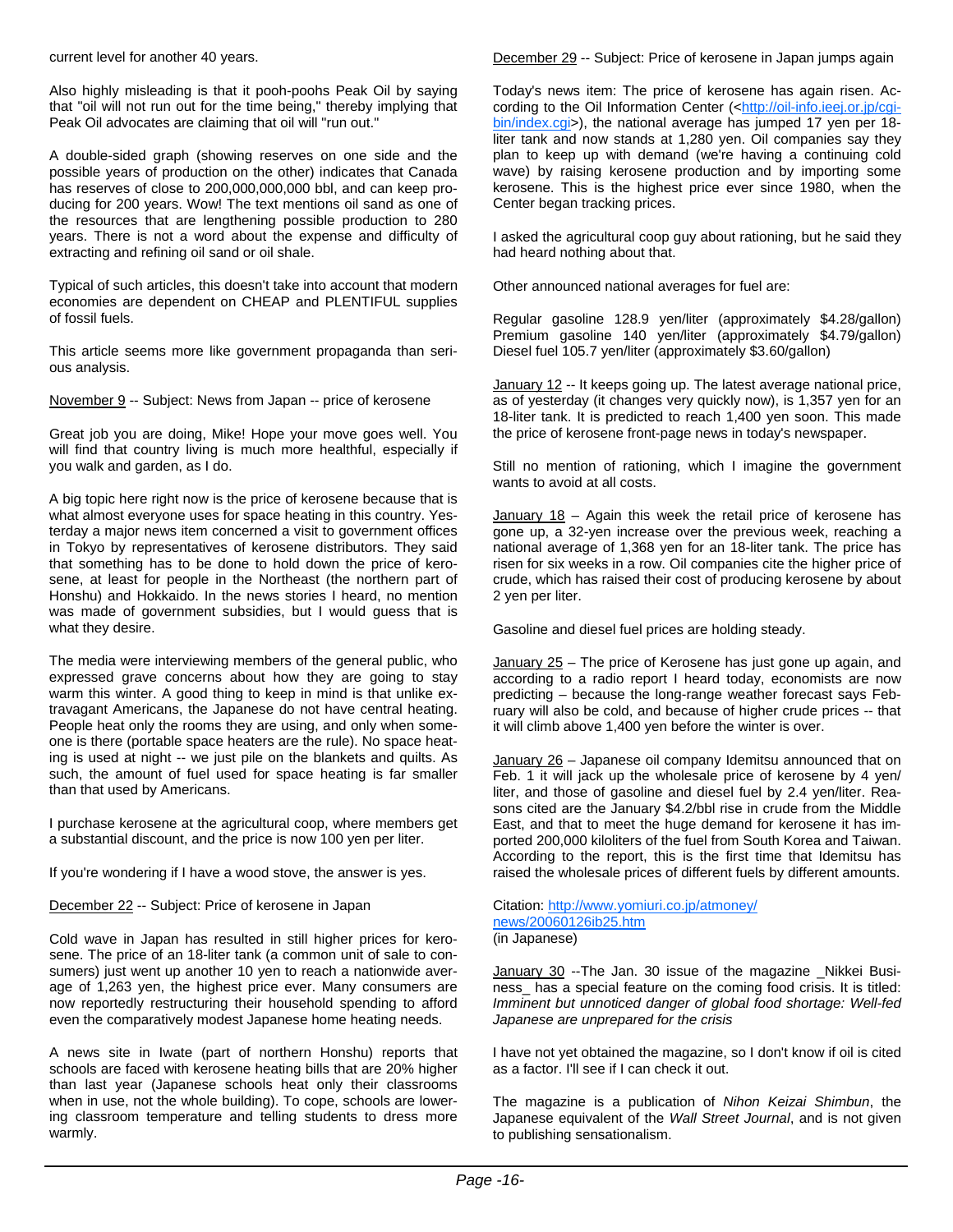current level for another 40 years.

Also highly misleading is that it pooh-poohs Peak Oil by saying that "oil will not run out for the time being," thereby implying that Peak Oil advocates are claiming that oil will "run out."

A double-sided graph (showing reserves on one side and the possible years of production on the other) indicates that Canada has reserves of close to 200,000,000,000 bbl, and can keep producing for 200 years. Wow! The text mentions oil sand as one of the resources that are lengthening possible production to 280 years. There is not a word about the expense and difficulty of extracting and refining oil sand or oil shale.

Typical of such articles, this doesn't take into account that modern economies are dependent on CHEAP and PLENTIFUL supplies of fossil fuels.

This article seems more like government propaganda than serious analysis.

November 9 -- Subject: News from Japan -- price of kerosene

Great job you are doing, Mike! Hope your move goes well. You will find that country living is much more healthful, especially if you walk and garden, as I do.

A big topic here right now is the price of kerosene because that is what almost everyone uses for space heating in this country. Yesterday a major news item concerned a visit to government offices in Tokyo by representatives of kerosene distributors. They said that something has to be done to hold down the price of kerosene, at least for people in the Northeast (the northern part of Honshu) and Hokkaido. In the news stories I heard, no mention was made of government subsidies, but I would guess that is what they desire.

The media were interviewing members of the general public, who expressed grave concerns about how they are going to stay warm this winter. A good thing to keep in mind is that unlike extravagant Americans, the Japanese do not have central heating. People heat only the rooms they are using, and only when someone is there (portable space heaters are the rule). No space heating is used at night -- we just pile on the blankets and quilts. As such, the amount of fuel used for space heating is far smaller than that used by Americans.

I purchase kerosene at the agricultural coop, where members get a substantial discount, and the price is now 100 yen per liter.

If you're wondering if I have a wood stove, the answer is yes.

December 22 -- Subject: Price of kerosene in Japan

Cold wave in Japan has resulted in still higher prices for kerosene. The price of an 18-liter tank (a common unit of sale to consumers) just went up another 10 yen to reach a nationwide average of 1,263 yen, the highest price ever. Many consumers are now reportedly restructuring their household spending to afford even the comparatively modest Japanese home heating needs.

A news site in Iwate (part of northern Honshu) reports that schools are faced with kerosene heating bills that are 20% higher than last year (Japanese schools heat only their classrooms when in use, not the whole building). To cope, schools are lowering classroom temperature and telling students to dress more warmly.

December 29 -- Subject: Price of kerosene in Japan jumps again

Today's news item: The price of kerosene has again risen. According to the Oil Information Center (<http://oil-info.ieej.or.jp/cgi-bin/index.cgi>), the national average has jumped 17 yen per 18-liter tank and now stands at 1,280 yen. Oil companies say they plan to keep up with demand (we're having a continuing cold wave) by raising kerosene production and by importing some kerosene. This is the highest price ever since 1980, when the Center began tracking prices.

I asked the agricultural coop guy about rationing, but he said they had heard nothing about that.

Other announced national averages for fuel are:

Regular gasoline 128.9 yen/liter (approximately $4.28/gallon)
Premium gasoline 140 yen/liter (approximately $4.79/gallon)
Diesel fuel 105.7 yen/liter (approximately $3.60/gallon)

January 12 -- It keeps going up. The latest average national price, as of yesterday (it changes very quickly now), is 1,357 yen for an 18-liter tank. It is predicted to reach 1,400 yen soon. This made the price of kerosene front-page news in today's newspaper.

Still no mention of rationing, which I imagine the government wants to avoid at all costs.

January 18 – Again this week the retail price of kerosene has gone up, a 32-yen increase over the previous week, reaching a national average of 1,368 yen for an 18-liter tank. The price has risen for six weeks in a row. Oil companies cite the higher price of crude, which has raised their cost of producing kerosene by about 2 yen per liter.

Gasoline and diesel fuel prices are holding steady.

January 25 – The price of Kerosene has just gone up again, and according to a radio report I heard today, economists are now predicting – because the long-range weather forecast says February will also be cold, and because of higher crude prices -- that it will climb above 1,400 yen before the winter is over.

January 26 – Japanese oil company Idemitsu announced that on Feb. 1 it will jack up the wholesale price of kerosene by 4 yen/liter, and those of gasoline and diesel fuel by 2.4 yen/liter. Reasons cited are the January $4.2/bbl rise in crude from the Middle East, and that to meet the huge demand for kerosene it has imported 200,000 kiloliters of the fuel from South Korea and Taiwan. According to the report, this is the first time that Idemitsu has raised the wholesale prices of different fuels by different amounts.

Citation: http://www.yomiuri.co.jp/atmoney/news/20060126ib25.htm
(in Japanese)

January 30 --The Jan. 30 issue of the magazine _Nikkei Business_ has a special feature on the coming food crisis. It is titled: *Imminent but unnoticed danger of global food shortage: Well-fed Japanese are unprepared for the crisis*

I have not yet obtained the magazine, so I don't know if oil is cited as a factor. I'll see if I can check it out.

The magazine is a publication of *Nihon Keizai Shimbun*, the Japanese equivalent of the *Wall Street Journal*, and is not given to publishing sensationalism.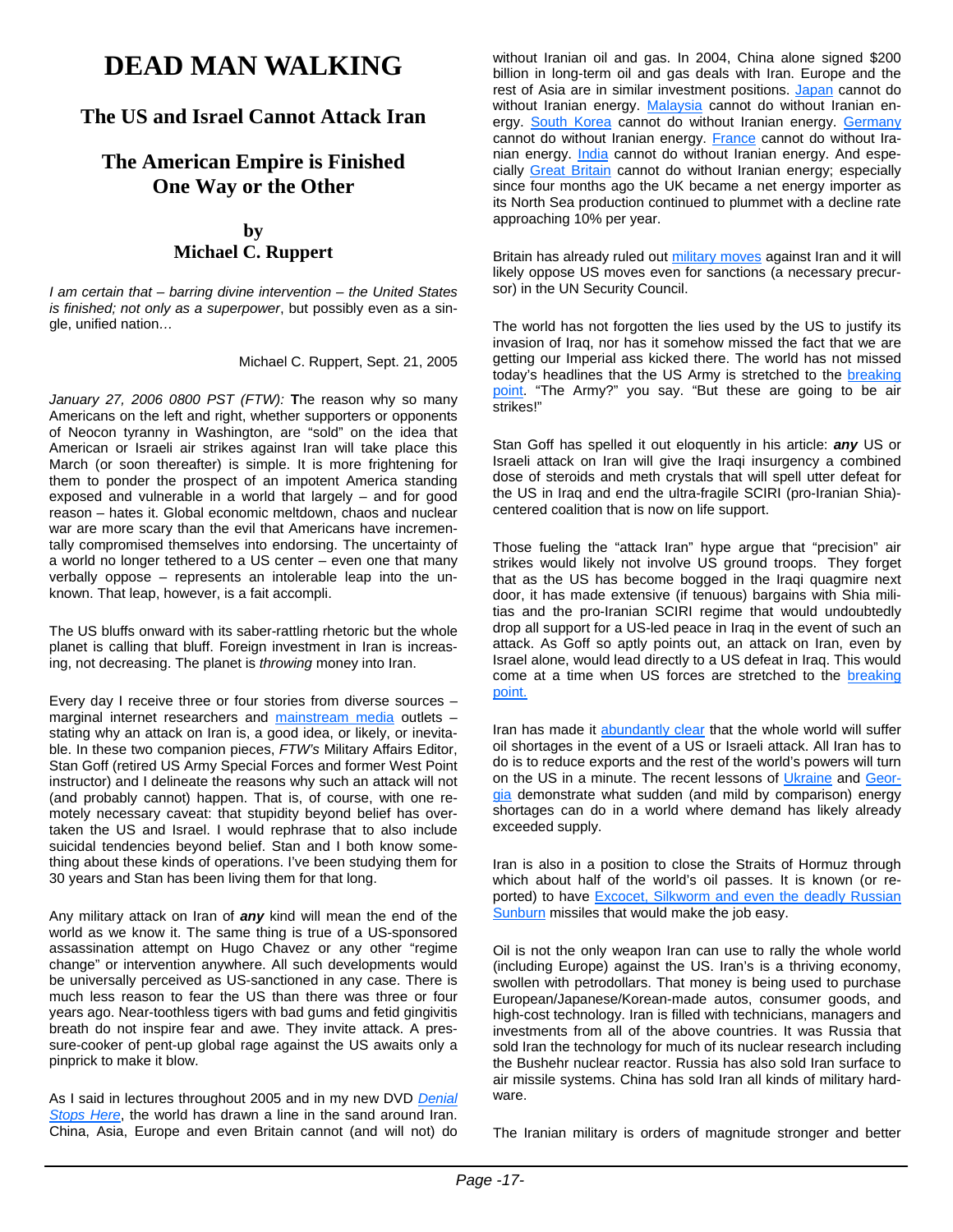# DEAD MAN WALKING

## The US and Israel Cannot Attack Iran

## The American Empire is Finished One Way or the Other

### by Michael C. Ruppert

*I am certain that – barring divine intervention – the United States is finished; not only as a superpower*, but possibly even as a single, unified nation…

Michael C. Ruppert, Sept. 21, 2005

*January 27, 2006 0800 PST (FTW):* **T**he reason why so many Americans on the left and right, whether supporters or opponents of Neocon tyranny in Washington, are "sold" on the idea that American or Israeli air strikes against Iran will take place this March (or soon thereafter) is simple. It is more frightening for them to ponder the prospect of an impotent America standing exposed and vulnerable in a world that largely – and for good reason – hates it. Global economic meltdown, chaos and nuclear war are more scary than the evil that Americans have incrementally compromised themselves into endorsing. The uncertainty of a world no longer tethered to a US center – even one that many verbally oppose – represents an intolerable leap into the unknown. That leap, however, is a fait accompli.

The US bluffs onward with its saber-rattling rhetoric but the whole planet is calling that bluff. Foreign investment in Iran is increasing, not decreasing. The planet is *throwing* money into Iran.

Every day I receive three or four stories from diverse sources – marginal internet researchers and mainstream media outlets – stating why an attack on Iran is, a good idea, or likely, or inevitable. In these two companion pieces, *FTW's* Military Affairs Editor, Stan Goff (retired US Army Special Forces and former West Point instructor) and I delineate the reasons why such an attack will not (and probably cannot) happen. That is, of course, with one remotely necessary caveat: that stupidity beyond belief has overtaken the US and Israel. I would rephrase that to also include suicidal tendencies beyond belief. Stan and I both know something about these kinds of operations. I've been studying them for 30 years and Stan has been living them for that long.

Any military attack on Iran of ***any*** kind will mean the end of the world as we know it. The same thing is true of a US-sponsored assassination attempt on Hugo Chavez or any other "regime change" or intervention anywhere. All such developments would be universally perceived as US-sanctioned in any case. There is much less reason to fear the US than there was three or four years ago. Near-toothless tigers with bad gums and fetid gingivitis breath do not inspire fear and awe. They invite attack. A pressure-cooker of pent-up global rage against the US awaits only a pinprick to make it blow.

As I said in lectures throughout 2005 and in my new DVD *Denial Stops Here*, the world has drawn a line in the sand around Iran. China, Asia, Europe and even Britain cannot (and will not) do without Iranian oil and gas. In 2004, China alone signed $200 billion in long-term oil and gas deals with Iran. Europe and the rest of Asia are in similar investment positions. Japan cannot do without Iranian energy. Malaysia cannot do without Iranian energy. South Korea cannot do without Iranian energy. Germany cannot do without Iranian energy. France cannot do without Iranian energy. India cannot do without Iranian energy. And especially Great Britain cannot do without Iranian energy; especially since four months ago the UK became a net energy importer as its North Sea production continued to plummet with a decline rate approaching 10% per year.

Britain has already ruled out military moves against Iran and it will likely oppose US moves even for sanctions (a necessary precursor) in the UN Security Council.

The world has not forgotten the lies used by the US to justify its invasion of Iraq, nor has it somehow missed the fact that we are getting our Imperial ass kicked there. The world has not missed today's headlines that the US Army is stretched to the breaking point. "The Army?" you say. "But these are going to be air strikes!"

Stan Goff has spelled it out eloquently in his article: ***any*** US or Israeli attack on Iran will give the Iraqi insurgency a combined dose of steroids and meth crystals that will spell utter defeat for the US in Iraq and end the ultra-fragile SCIRI (pro-Iranian Shia)-centered coalition that is now on life support.

Those fueling the "attack Iran" hype argue that "precision" air strikes would likely not involve US ground troops. They forget that as the US has become bogged in the Iraqi quagmire next door, it has made extensive (if tenuous) bargains with Shia militias and the pro-Iranian SCIRI regime that would undoubtedly drop all support for a US-led peace in Iraq in the event of such an attack. As Goff so aptly points out, an attack on Iran, even by Israel alone, would lead directly to a US defeat in Iraq. This would come at a time when US forces are stretched to the breaking point.

Iran has made it abundantly clear that the whole world will suffer oil shortages in the event of a US or Israeli attack. All Iran has to do is to reduce exports and the rest of the world's powers will turn on the US in a minute. The recent lessons of Ukraine and Georgia demonstrate what sudden (and mild by comparison) energy shortages can do in a world where demand has likely already exceeded supply.

Iran is also in a position to close the Straits of Hormuz through which about half of the world's oil passes. It is known (or reported) to have Excocet, Silkworm and even the deadly Russian Sunburn missiles that would make the job easy.

Oil is not the only weapon Iran can use to rally the whole world (including Europe) against the US. Iran's is a thriving economy, swollen with petrodollars. That money is being used to purchase European/Japanese/Korean-made autos, consumer goods, and high-cost technology. Iran is filled with technicians, managers and investments from all of the above countries. It was Russia that sold Iran the technology for much of its nuclear research including the Bushehr nuclear reactor. Russia has also sold Iran surface to air missile systems. China has sold Iran all kinds of military hardware.

The Iranian military is orders of magnitude stronger and better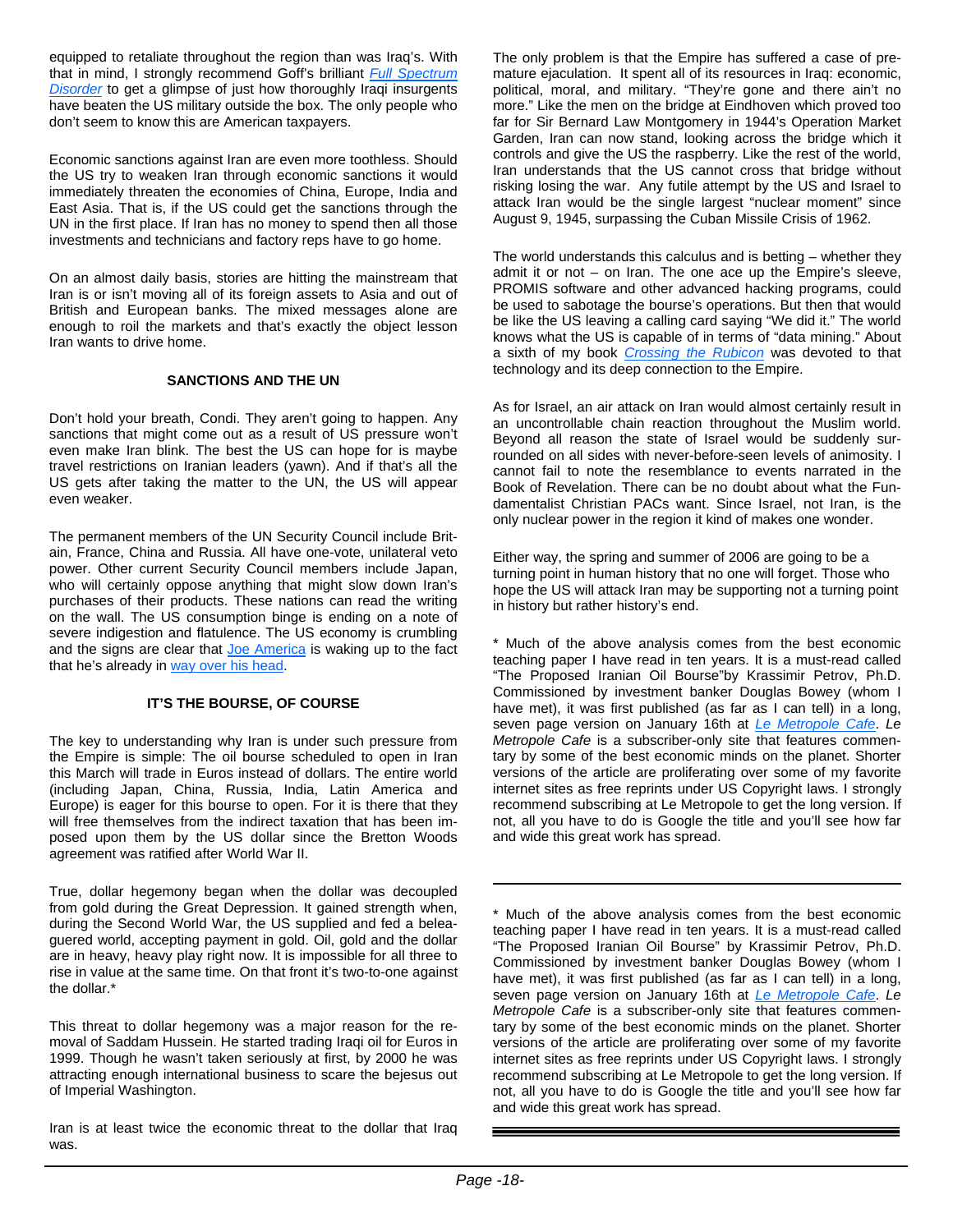equipped to retaliate throughout the region than was Iraq's. With that in mind, I strongly recommend Goff's brilliant *Full Spectrum Disorder* to get a glimpse of just how thoroughly Iraqi insurgents have beaten the US military outside the box. The only people who don't seem to know this are American taxpayers.

Economic sanctions against Iran are even more toothless. Should the US try to weaken Iran through economic sanctions it would immediately threaten the economies of China, Europe, India and East Asia. That is, if the US could get the sanctions through the UN in the first place. If Iran has no money to spend then all those investments and technicians and factory reps have to go home.

On an almost daily basis, stories are hitting the mainstream that Iran is or isn't moving all of its foreign assets to Asia and out of British and European banks. The mixed messages alone are enough to roil the markets and that's exactly the object lesson Iran wants to drive home.

**SANCTIONS AND THE UN**

Don't hold your breath, Condi. They aren't going to happen. Any sanctions that might come out as a result of US pressure won't even make Iran blink. The best the US can hope for is maybe travel restrictions on Iranian leaders (yawn). And if that's all the US gets after taking the matter to the UN, the US will appear even weaker.

The permanent members of the UN Security Council include Britain, France, China and Russia. All have one-vote, unilateral veto power. Other current Security Council members include Japan, who will certainly oppose anything that might slow down Iran's purchases of their products. These nations can read the writing on the wall. The US consumption binge is ending on a note of severe indigestion and flatulence. The US economy is crumbling and the signs are clear that Joe America is waking up to the fact that he's already in way over his head.

**IT'S THE BOURSE, OF COURSE**

The key to understanding why Iran is under such pressure from the Empire is simple: The oil bourse scheduled to open in Iran this March will trade in Euros instead of dollars. The entire world (including Japan, China, Russia, India, Latin America and Europe) is eager for this bourse to open. For it is there that they will free themselves from the indirect taxation that has been imposed upon them by the US dollar since the Bretton Woods agreement was ratified after World War II.

True, dollar hegemony began when the dollar was decoupled from gold during the Great Depression. It gained strength when, during the Second World War, the US supplied and fed a beleaguered world, accepting payment in gold. Oil, gold and the dollar are in heavy, heavy play right now. It is impossible for all three to rise in value at the same time. On that front it's two-to-one against the dollar.*

This threat to dollar hegemony was a major reason for the removal of Saddam Hussein. He started trading Iraqi oil for Euros in 1999. Though he wasn't taken seriously at first, by 2000 he was attracting enough international business to scare the bejesus out of Imperial Washington.

Iran is at least twice the economic threat to the dollar that Iraq was.

The only problem is that the Empire has suffered a case of premature ejaculation. It spent all of its resources in Iraq: economic, political, moral, and military. "They're gone and there ain't no more." Like the men on the bridge at Eindhoven which proved too far for Sir Bernard Law Montgomery in 1944's Operation Market Garden, Iran can now stand, looking across the bridge which it controls and give the US the raspberry. Like the rest of the world, Iran understands that the US cannot cross that bridge without risking losing the war. Any futile attempt by the US and Israel to attack Iran would be the single largest "nuclear moment" since August 9, 1945, surpassing the Cuban Missile Crisis of 1962.

The world understands this calculus and is betting – whether they admit it or not – on Iran. The one ace up the Empire's sleeve, PROMIS software and other advanced hacking programs, could be used to sabotage the bourse's operations. But then that would be like the US leaving a calling card saying "We did it." The world knows what the US is capable of in terms of "data mining." About a sixth of my book *Crossing the Rubicon* was devoted to that technology and its deep connection to the Empire.

As for Israel, an air attack on Iran would almost certainly result in an uncontrollable chain reaction throughout the Muslim world. Beyond all reason the state of Israel would be suddenly surrounded on all sides with never-before-seen levels of animosity. I cannot fail to note the resemblance to events narrated in the Book of Revelation. There can be no doubt about what the Fundamentalist Christian PACs want. Since Israel, not Iran, is the only nuclear power in the region it kind of makes one wonder.

Either way, the spring and summer of 2006 are going to be a turning point in human history that no one will forget. Those who hope the US will attack Iran may be supporting not a turning point in history but rather history's end.

\* Much of the above analysis comes from the best economic teaching paper I have read in ten years. It is a must-read called "The Proposed Iranian Oil Bourse"by Krassimir Petrov, Ph.D. Commissioned by investment banker Douglas Bowey (whom I have met), it was first published (as far as I can tell) in a long, seven page version on January 16th at *Le Metropole Cafe*. *Le Metropole Cafe* is a subscriber-only site that features commentary by some of the best economic minds on the planet. Shorter versions of the article are proliferating over some of my favorite internet sites as free reprints under US Copyright laws. I strongly recommend subscribing at Le Metropole to get the long version. If not, all you have to do is Google the title and you'll see how far and wide this great work has spread.

---

\* Much of the above analysis comes from the best economic teaching paper I have read in ten years. It is a must-read called "The Proposed Iranian Oil Bourse" by Krassimir Petrov, Ph.D. Commissioned by investment banker Douglas Bowey (whom I have met), it was first published (as far as I can tell) in a long, seven page version on January 16th at *Le Metropole Cafe*. *Le Metropole Cafe* is a subscriber-only site that features commentary by some of the best economic minds on the planet. Shorter versions of the article are proliferating over some of my favorite internet sites as free reprints under US Copyright laws. I strongly recommend subscribing at Le Metropole to get the long version. If not, all you have to do is Google the title and you'll see how far and wide this great work has spread.